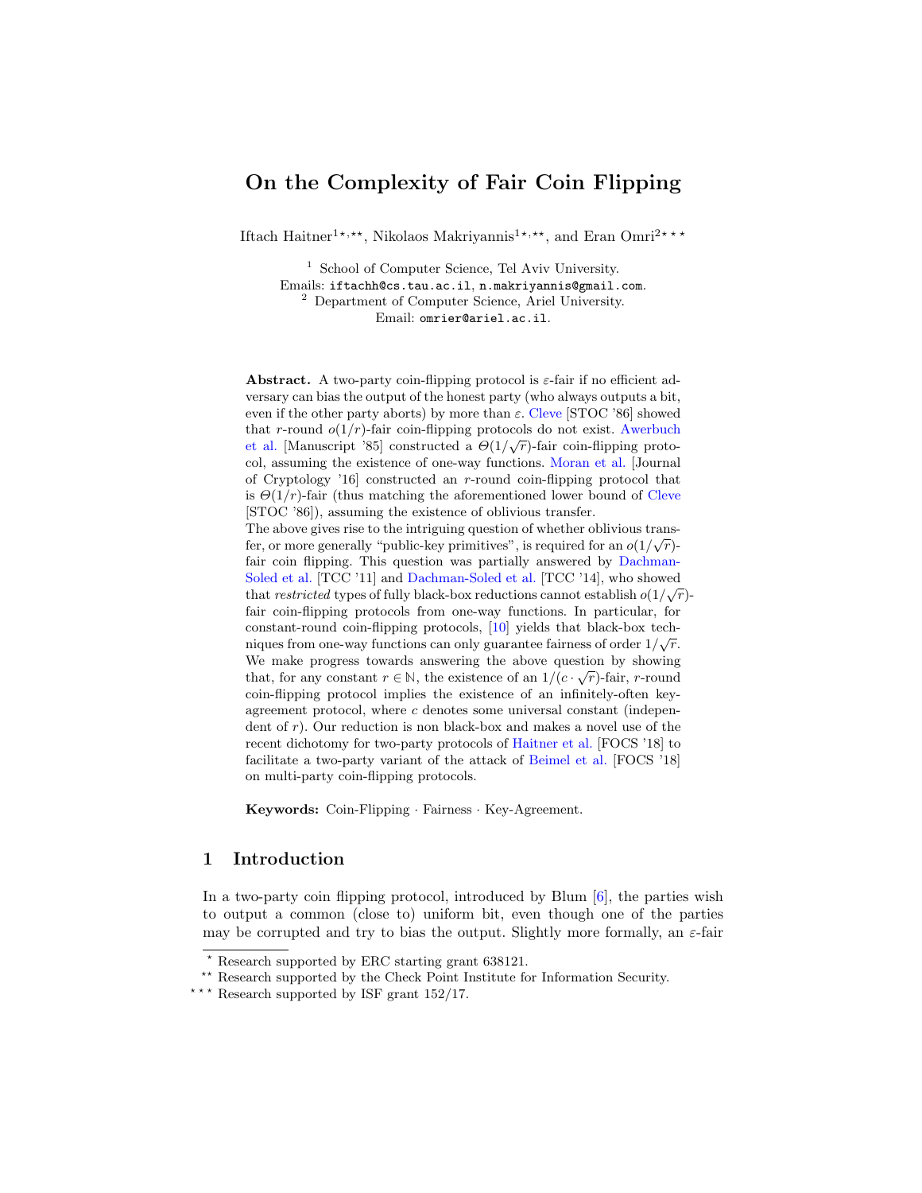# On the Complexity of Fair Coin Flipping

Iftach Haitner[1,⋆,⋆⋆], Nikolaos Makriyannis[1,⋆,⋆⋆], and Eran Omri[2,⋆⋆⋆]

[1] School of Computer Science, Tel Aviv University.
Emails: iftachh@cs.tau.ac.il, n.makriyannis@gmail.com.
[2] Department of Computer Science, Ariel University.
Email: omrier@ariel.ac.il.

**Abstract.** A two-party coin-flipping protocol is $\varepsilon$-fair if no efficient adversary can bias the output of the honest party (who always outputs a bit, even if the other party aborts) by more than $\varepsilon$. Cleve [STOC '86] showed that $r$-round $o(1/r)$-fair coin-flipping protocols do not exist. Awerbuch et al. [Manuscript '85] constructed a $\Theta(1/\sqrt{r})$-fair coin-flipping protocol, assuming the existence of one-way functions. Moran et al. [Journal of Cryptology '16] constructed an $r$-round coin-flipping protocol that is $\Theta(1/r)$-fair (thus matching the aforementioned lower bound of Cleve [STOC '86]), assuming the existence of oblivious transfer.
The above gives rise to the intriguing question of whether oblivious transfer, or more generally "public-key primitives", is required for an $o(1/\sqrt{r})$-fair coin flipping. This question was partially answered by Dachman-Soled et al. [TCC '11] and Dachman-Soled et al. [TCC '14], who showed that *restricted* types of fully black-box reductions cannot establish $o(1/\sqrt{r})$-fair coin-flipping protocols from one-way functions. In particular, for constant-round coin-flipping protocols, [10] yields that black-box techniques from one-way functions can only guarantee fairness of order $1/\sqrt{r}$.
We make progress towards answering the above question by showing that, for any constant $r \in \mathbb{N}$, the existence of an $1/(c \cdot \sqrt{r})$-fair, $r$-round coin-flipping protocol implies the existence of an infinitely-often key-agreement protocol, where $c$ denotes some universal constant (independent of $r$). Our reduction is non black-box and makes a novel use of the recent dichotomy for two-party protocols of Haitner et al. [FOCS '18] to facilitate a two-party variant of the attack of Beimel et al. [FOCS '18] on multi-party coin-flipping protocols.

**Keywords:** Coin-Flipping · Fairness · Key-Agreement.

## 1 Introduction

In a two-party coin flipping protocol, introduced by Blum [6], the parties wish to output a common (close to) uniform bit, even though one of the parties may be corrupted and try to bias the output. Slightly more formally, an $\varepsilon$-fair

⋆ Research supported by ERC starting grant 638121.
⋆⋆ Research supported by the Check Point Institute for Information Security.
⋆⋆⋆ Research supported by ISF grant 152/17.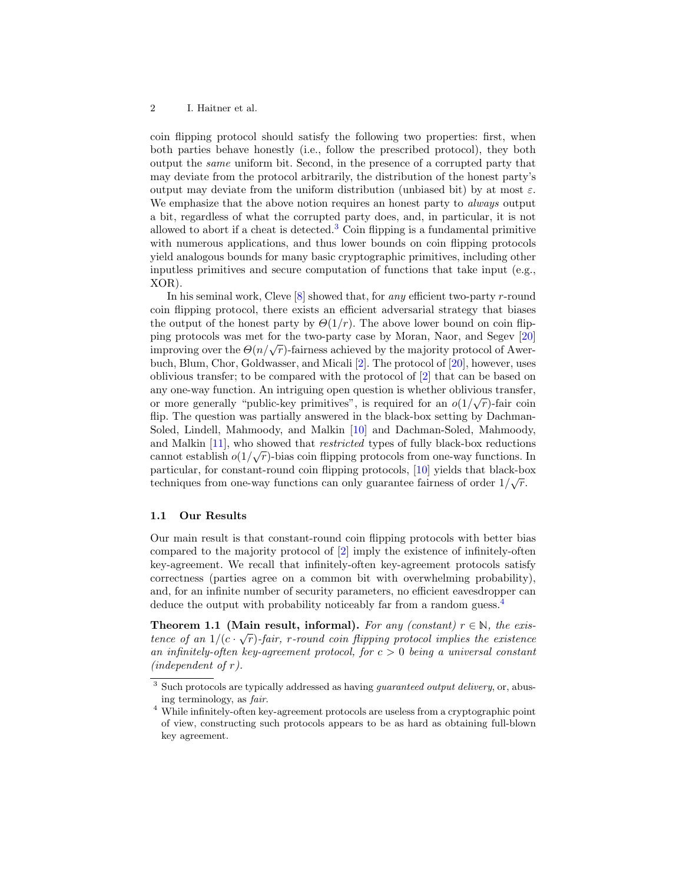coin flipping protocol should satisfy the following two properties: first, when both parties behave honestly (i.e., follow the prescribed protocol), they both output the *same* uniform bit. Second, in the presence of a corrupted party that may deviate from the protocol arbitrarily, the distribution of the honest party's output may deviate from the uniform distribution (unbiased bit) by at most $\varepsilon$. We emphasize that the above notion requires an honest party to *always* output a bit, regardless of what the corrupted party does, and, in particular, it is not allowed to abort if a cheat is detected.[3] Coin flipping is a fundamental primitive with numerous applications, and thus lower bounds on coin flipping protocols yield analogous bounds for many basic cryptographic primitives, including other inputless primitives and secure computation of functions that take input (e.g., XOR).

In his seminal work, Cleve [8] showed that, for *any* efficient two-party $r$-round coin flipping protocol, there exists an efficient adversarial strategy that biases the output of the honest party by $\Theta(1/r)$. The above lower bound on coin flipping protocols was met for the two-party case by Moran, Naor, and Segev [20] improving over the $\Theta(n/\sqrt{r})$-fairness achieved by the majority protocol of Awerbuch, Blum, Chor, Goldwasser, and Micali [2]. The protocol of [20], however, uses oblivious transfer; to be compared with the protocol of [2] that can be based on any one-way function. An intriguing open question is whether oblivious transfer, or more generally "public-key primitives", is required for an $o(1/\sqrt{r})$-fair coin flip. The question was partially answered in the black-box setting by Dachman-Soled, Lindell, Mahmoody, and Malkin [10] and Dachman-Soled, Mahmoody, and Malkin [11], who showed that *restricted* types of fully black-box reductions cannot establish $o(1/\sqrt{r})$-bias coin flipping protocols from one-way functions. In particular, for constant-round coin flipping protocols, [10] yields that black-box techniques from one-way functions can only guarantee fairness of order $1/\sqrt{r}$.

## 1.1 Our Results

Our main result is that constant-round coin flipping protocols with better bias compared to the majority protocol of [2] imply the existence of infinitely-often key-agreement. We recall that infinitely-often key-agreement protocols satisfy correctness (parties agree on a common bit with overwhelming probability), and, for an infinite number of security parameters, no efficient eavesdropper can deduce the output with probability noticeably far from a random guess.[4]

**Theorem 1.1 (Main result, informal).** *For any (constant) $r \in \mathbb{N}$, the existence of an $1/(c \cdot \sqrt{r})$-fair, $r$-round coin flipping protocol implies the existence an infinitely-often key-agreement protocol, for $c > 0$ being a universal constant (independent of $r$).*

---

[3] Such protocols are typically addressed as having *guaranteed output delivery*, or, abusing terminology, as *fair*.

[4] While infinitely-often key-agreement protocols are useless from a cryptographic point of view, constructing such protocols appears to be as hard as obtaining full-blown key agreement.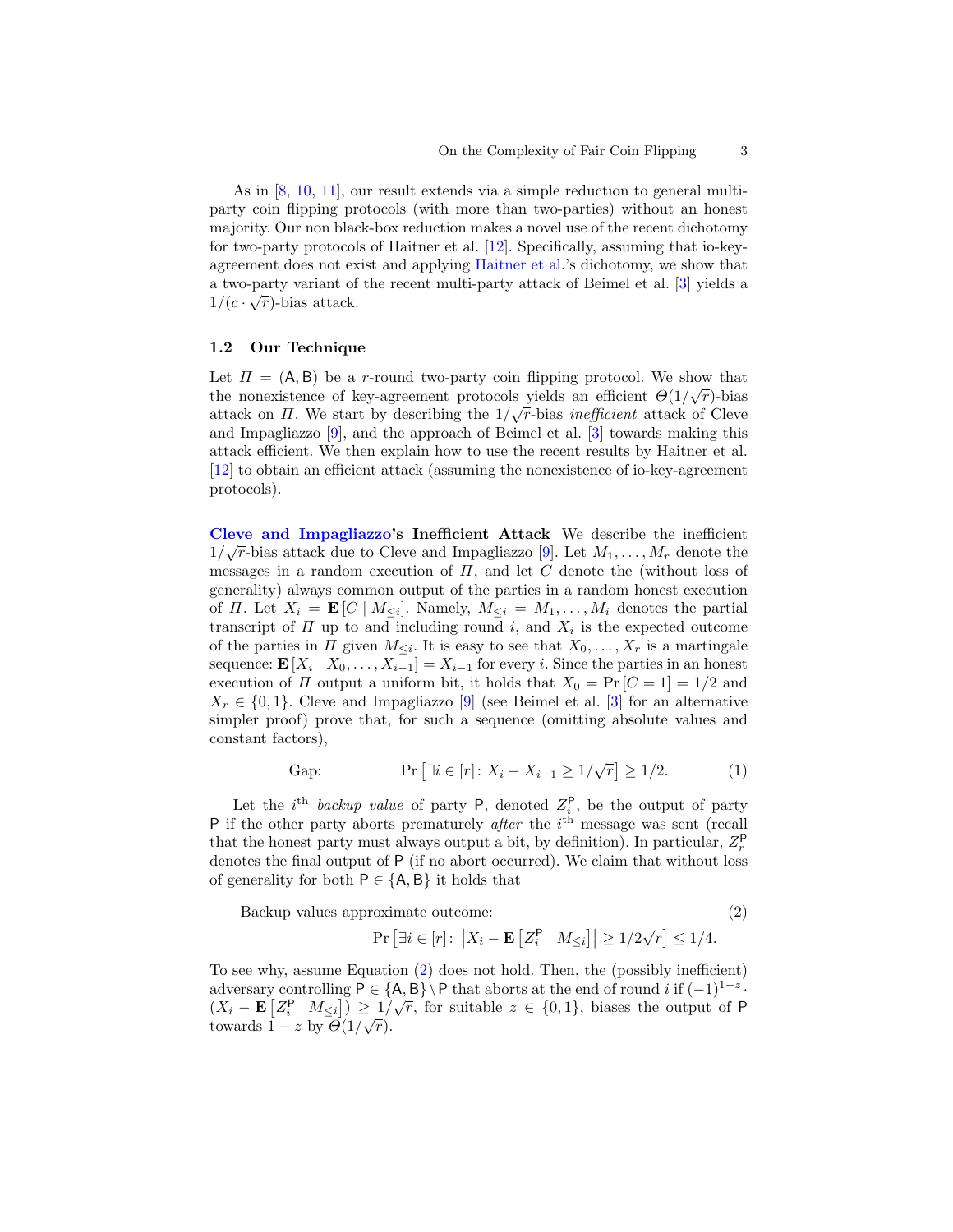As in [8, 10, 11], our result extends via a simple reduction to general multi-party coin flipping protocols (with more than two-parties) without an honest majority. Our non black-box reduction makes a novel use of the recent dichotomy for two-party protocols of Haitner et al. [12]. Specifically, assuming that io-key-agreement does not exist and applying Haitner et al.'s dichotomy, we show that a two-party variant of the recent multi-party attack of Beimel et al. [3] yields a $1/(c \cdot \sqrt{r})$-bias attack.

### 1.2 Our Technique

Let $\Pi = (\mathsf{A}, \mathsf{B})$ be a $r$-round two-party coin flipping protocol. We show that the nonexistence of key-agreement protocols yields an efficient $\Theta(1/\sqrt{r})$-bias attack on $\Pi$. We start by describing the $1/\sqrt{r}$-bias *inefficient* attack of Cleve and Impagliazzo [9], and the approach of Beimel et al. [3] towards making this attack efficient. We then explain how to use the recent results by Haitner et al. [12] to obtain an efficient attack (assuming the nonexistence of io-key-agreement protocols).

**Cleve and Impagliazzo's Inefficient Attack** We describe the inefficient $1/\sqrt{r}$-bias attack due to Cleve and Impagliazzo [9]. Let $M_1, \ldots, M_r$ denote the messages in a random execution of $\Pi$, and let $C$ denote the (without loss of generality) always common output of the parties in a random honest execution of $\Pi$. Let $X_i = \mathbf{E}[C \mid M_{\leq i}]$. Namely, $M_{\leq i} = M_1, \ldots, M_i$ denotes the partial transcript of $\Pi$ up to and including round $i$, and $X_i$ is the expected outcome of the parties in $\Pi$ given $M_{\leq i}$. It is easy to see that $X_0, \ldots, X_r$ is a martingale sequence: $\mathbf{E}[X_i \mid X_0, \ldots, X_{i-1}] = X_{i-1}$ for every $i$. Since the parties in an honest execution of $\Pi$ output a uniform bit, it holds that $X_0 = \Pr[C = 1] = 1/2$ and $X_r \in \{0, 1\}$. Cleve and Impagliazzo [9] (see Beimel et al. [3] for an alternative simpler proof) prove that, for such a sequence (omitting absolute values and constant factors),

$$\text{Gap:} \qquad \Pr\left[\exists i \in [r] \colon X_i - X_{i-1} \geq 1/\sqrt{r}\right] \geq 1/2. \tag{1}$$

Let the $i^{\text{th}}$ *backup value* of party $\mathsf{P}$, denoted $Z_i^{\mathsf{P}}$, be the output of party $\mathsf{P}$ if the other party aborts prematurely *after* the $i^{\text{th}}$ message was sent (recall that the honest party must always output a bit, by definition). In particular, $Z_r^{\mathsf{P}}$ denotes the final output of $\mathsf{P}$ (if no abort occurred). We claim that without loss of generality for both $\mathsf{P} \in \{\mathsf{A}, \mathsf{B}\}$ it holds that

$$\text{Backup values approximate outcome:} \tag{2}$$
$$\Pr\left[\exists i \in [r] \colon \left|X_i - \mathbf{E}\left[Z_i^{\mathsf{P}} \mid M_{\leq i}\right]\right| \geq 1/2\sqrt{r}\right] \leq 1/4.$$

To see why, assume Equation (2) does not hold. Then, the (possibly inefficient) adversary controlling $\overline{\mathsf{P}} \in \{\mathsf{A}, \mathsf{B}\} \setminus \mathsf{P}$ that aborts at the end of round $i$ if $(-1)^{1-z} \cdot (X_i - \mathbf{E}\left[Z_i^{\mathsf{P}} \mid M_{\leq i}\right]) \geq 1/\sqrt{r}$, for suitable $z \in \{0, 1\}$, biases the output of $\mathsf{P}$ towards $1 - z$ by $\Theta(1/\sqrt{r})$.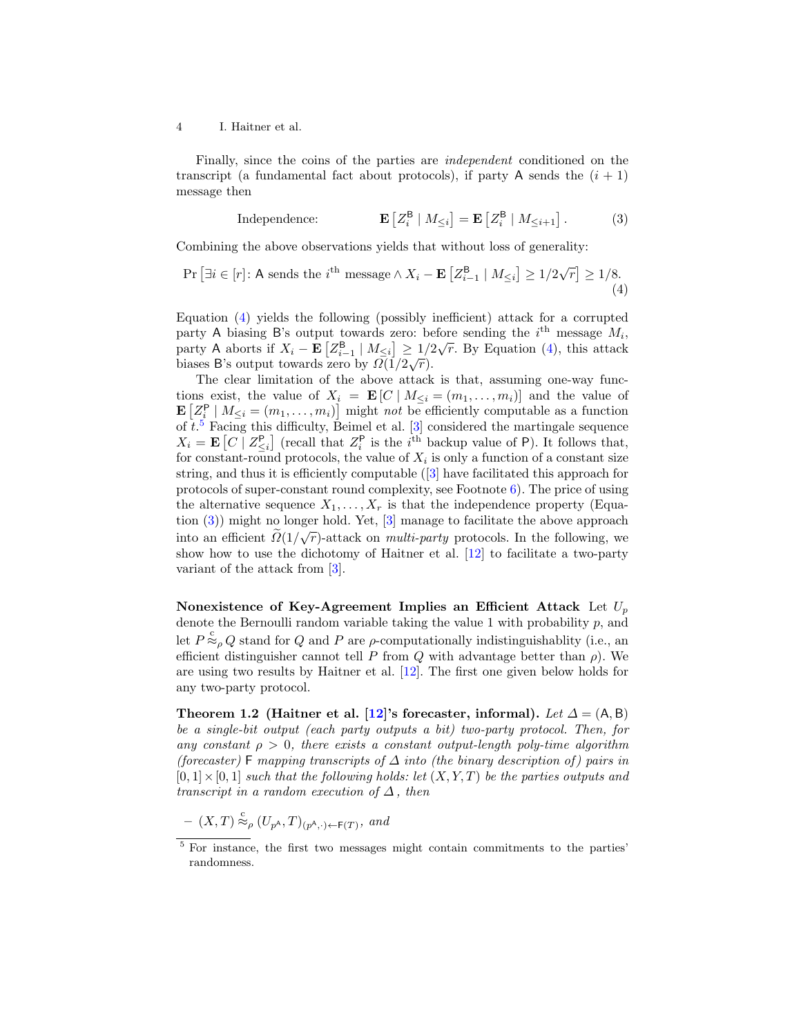Finally, since the coins of the parties are *independent* conditioned on the transcript (a fundamental fact about protocols), if party $\mathsf{A}$ sends the $(i+1)$ message then

$$\text{Independence:} \qquad \mathbf{E}\left[Z_i^{\mathsf{B}} \mid M_{\leq i}\right] = \mathbf{E}\left[Z_i^{\mathsf{B}} \mid M_{\leq i+1}\right]. \tag{3}$$

Combining the above observations yields that without loss of generality:

$$\Pr\left[\exists i \in [r] \colon \mathsf{A} \text{ sends the } i^{\text{th}} \text{ message} \wedge X_i - \mathbf{E}\left[Z_{i-1}^{\mathsf{B}} \mid M_{\leq i}\right] \geq 1/2\sqrt{r}\right] \geq 1/8. \tag{4}$$

Equation (4) yields the following (possibly inefficient) attack for a corrupted party $\mathsf{A}$ biasing $\mathsf{B}$'s output towards zero: before sending the $i^{\text{th}}$ message $M_i$, party $\mathsf{A}$ aborts if $X_i - \mathbf{E}\left[Z_{i-1}^{\mathsf{B}} \mid M_{\leq i}\right] \geq 1/2\sqrt{r}$. By Equation (4), this attack biases $\mathsf{B}$'s output towards zero by $\Omega(1/2\sqrt{r})$.

The clear limitation of the above attack is that, assuming one-way functions exist, the value of $X_i = \mathbf{E}\left[C \mid M_{\leq i} = (m_1, \ldots, m_i)\right]$ and the value of $\mathbf{E}\left[Z_i^{\mathsf{P}} \mid M_{\leq i} = (m_1, \ldots, m_i)\right]$ might *not* be efficiently computable as a function of $t$.[5] Facing this difficulty, Beimel et al. [3] considered the martingale sequence $X_i = \mathbf{E}\left[C \mid Z_{\leq i}^{\mathsf{P}}\right]$ (recall that $Z_i^{\mathsf{P}}$ is the $i^{\text{th}}$ backup value of $\mathsf{P}$). It follows that, for constant-round protocols, the value of $X_i$ is only a function of a constant size string, and thus it is efficiently computable ([3] have facilitated this approach for protocols of super-constant round complexity, see Footnote 6). The price of using the alternative sequence $X_1, \ldots, X_r$ is that the independence property (Equation (3)) might no longer hold. Yet, [3] manage to facilitate the above approach into an efficient $\widetilde{\Omega}(1/\sqrt{r})$-attack on *multi-party* protocols. In the following, we show how to use the dichotomy of Haitner et al. [12] to facilitate a two-party variant of the attack from [3].

**Nonexistence of Key-Agreement Implies an Efficient Attack** Let $U_p$ denote the Bernoulli random variable taking the value 1 with probability $p$, and let $P \stackrel{\text{c}}{\approx}_\rho Q$ stand for $Q$ and $P$ are $\rho$-computationally indistinguishablity (i.e., an efficient distinguisher cannot tell $P$ from $Q$ with advantage better than $\rho$). We are using two results by Haitner et al. [12]. The first one given below holds for any two-party protocol.

**Theorem 1.2 (Haitner et al. [12]'s forecaster, informal).** *Let $\Delta = (\mathsf{A}, \mathsf{B})$ be a single-bit output (each party outputs a bit) two-party protocol. Then, for any constant $\rho > 0$, there exists a constant output-length poly-time algorithm (forecaster) $\mathsf{F}$ mapping transcripts of $\Delta$ into (the binary description of) pairs in $[0,1] \times [0,1]$ such that the following holds: let $(X, Y, T)$ be the parties outputs and transcript in a random execution of $\Delta$, then*

- $(X, T) \stackrel{\text{c}}{\approx}_\rho (U_{p^{\mathsf{A}}}, T)_{(p^{\mathsf{A}}, \cdot) \leftarrow \mathsf{F}(T)}$, *and*

[5] For instance, the first two messages might contain commitments to the parties' randomness.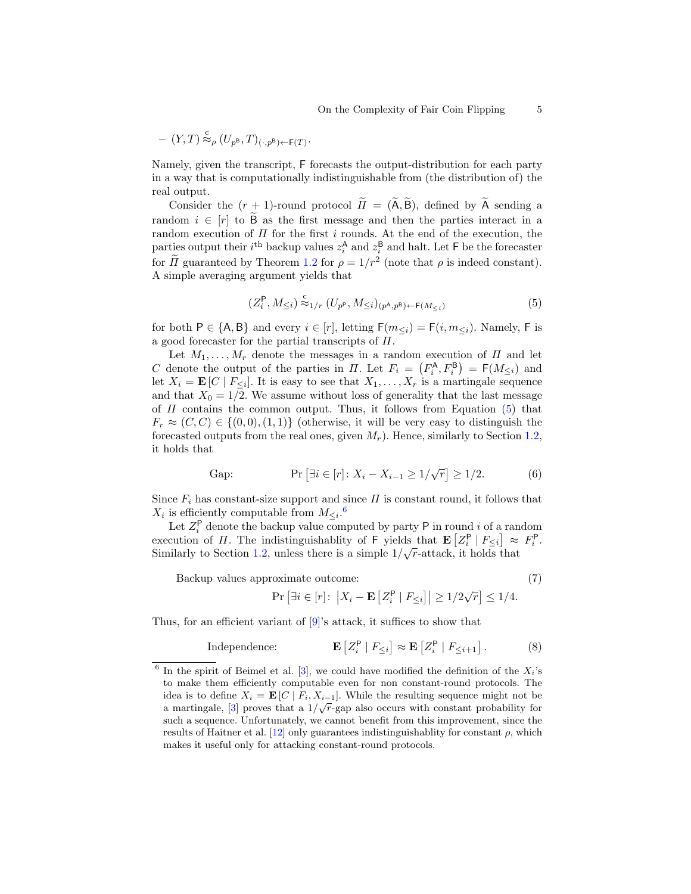– $(Y, T) \stackrel{\mathrm{c}}{\approx}_\rho (U_{p^{\mathsf{B}}}, T)_{(\cdot, p^{\mathsf{B}}) \leftarrow \mathsf{F}(T)}$.

Namely, given the transcript, $\mathsf{F}$ forecasts the output-distribution for each party in a way that is computationally indistinguishable from (the distribution of) the real output.

Consider the $(r+1)$-round protocol $\widetilde{\Pi} = (\widetilde{\mathsf{A}}, \widetilde{\mathsf{B}})$, defined by $\widetilde{\mathsf{A}}$ sending a random $i \in [r]$ to $\widetilde{\mathsf{B}}$ as the first message and then the parties interact in a random execution of $\Pi$ for the first $i$ rounds. At the end of the execution, the parties output their $i^{\text{th}}$ backup values $z_i^{\mathsf{A}}$ and $z_i^{\mathsf{B}}$ and halt. Let $\mathsf{F}$ be the forecaster for $\widetilde{\Pi}$ guaranteed by Theorem 1.2 for $\rho = 1/r^2$ (note that $\rho$ is indeed constant). A simple averaging argument yields that

$$(Z_i^{\mathsf{P}}, M_{\leq i}) \stackrel{\mathrm{c}}{\approx}_{1/r} (U_{p^{\mathsf{P}}}, M_{\leq i})_{(p^{\mathsf{A}}, p^{\mathsf{B}}) \leftarrow \mathsf{F}(M_{\leq i})} \tag{5}$$

for both $\mathsf{P} \in \{\mathsf{A}, \mathsf{B}\}$ and every $i \in [r]$, letting $\mathsf{F}(m_{\leq i}) = \mathsf{F}(i, m_{\leq i})$. Namely, $\mathsf{F}$ is a good forecaster for the partial transcripts of $\Pi$.

Let $M_1, \ldots, M_r$ denote the messages in a random execution of $\Pi$ and let $C$ denote the output of the parties in $\Pi$. Let $F_i = (F_i^{\mathsf{A}}, F_i^{\mathsf{B}}) = \mathsf{F}(M_{\leq i})$ and let $X_i = \mathbf{E}[C \mid F_{\leq i}]$. It is easy to see that $X_1, \ldots, X_r$ is a martingale sequence and that $X_0 = 1/2$. We assume without loss of generality that the last message of $\Pi$ contains the common output. Thus, it follows from Equation (5) that $F_r \approx (C, C) \in \{(0,0), (1,1)\}$ (otherwise, it will be very easy to distinguish the forecasted outputs from the real ones, given $M_r$). Hence, similarly to Section 1.2, it holds that

$$\text{Gap:} \qquad \Pr\left[\exists i \in [r] \colon X_i - X_{i-1} \geq 1/\sqrt{r}\right] \geq 1/2. \tag{6}$$

Since $F_i$ has constant-size support and since $\Pi$ is constant round, it follows that $X_i$ is efficiently computable from $M_{\leq i}$.[6]

Let $Z_i^{\mathsf{P}}$ denote the backup value computed by party $\mathsf{P}$ in round $i$ of a random execution of $\Pi$. The indistinguishablity of $\mathsf{F}$ yields that $\mathbf{E}\left[Z_i^{\mathsf{P}} \mid F_{\leq i}\right] \approx F_i^{\mathsf{P}}$. Similarly to Section 1.2, unless there is a simple $1/\sqrt{r}$-attack, it holds that

Backup values approximate outcome:

$$\Pr\left[\exists i \in [r] \colon \left|X_i - \mathbf{E}\left[Z_i^{\mathsf{P}} \mid F_{\leq i}\right]\right| \geq 1/2\sqrt{r}\right] \leq 1/4. \tag{7}$$

Thus, for an efficient variant of [9]'s attack, it suffices to show that

$$\text{Independence:} \qquad \mathbf{E}\left[Z_i^{\mathsf{P}} \mid F_{\leq i}\right] \approx \mathbf{E}\left[Z_i^{\mathsf{P}} \mid F_{\leq i+1}\right]. \tag{8}$$

[6] In the spirit of Beimel et al. [3], we could have modified the definition of the $X_i$'s to make them efficiently computable even for non constant-round protocols. The idea is to define $X_i = \mathbf{E}[C \mid F_i, X_{i-1}]$. While the resulting sequence might not be a martingale, [3] proves that a $1/\sqrt{r}$-gap also occurs with constant probability for such a sequence. Unfortunately, we cannot benefit from this improvement, since the results of Haitner et al. [12] only guarantees indistinguishablity for constant $\rho$, which makes it useful only for attacking constant-round protocols.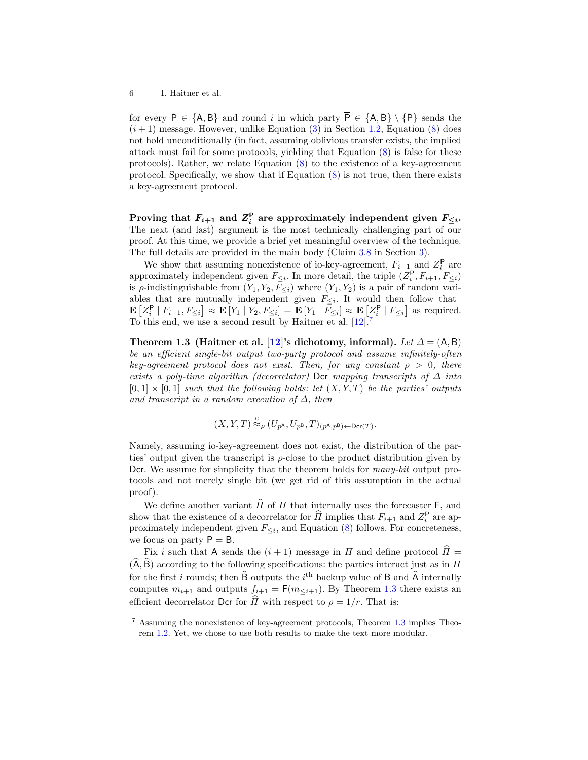for every $\mathsf{P} \in \{\mathsf{A}, \mathsf{B}\}$ and round $i$ in which party $\overline{\mathsf{P}} \in \{\mathsf{A}, \mathsf{B}\} \setminus \{\mathsf{P}\}$ sends the $(i+1)$ message. However, unlike Equation (3) in Section 1.2, Equation (8) does not hold unconditionally (in fact, assuming oblivious transfer exists, the implied attack must fail for some protocols, yielding that Equation (8) is false for these protocols). Rather, we relate Equation (8) to the existence of a key-agreement protocol. Specifically, we show that if Equation (8) is not true, then there exists a key-agreement protocol.

**Proving that $F_{i+1}$ and $Z_i^{\mathsf{P}}$ are approximately independent given $F_{\leq i}$.** The next (and last) argument is the most technically challenging part of our proof. At this time, we provide a brief yet meaningful overview of the technique. The full details are provided in the main body (Claim 3.8 in Section 3).

We show that assuming nonexistence of io-key-agreement, $F_{i+1}$ and $Z_i^{\mathsf{P}}$ are approximately independent given $F_{\leq i}$. In more detail, the triple $(Z_i^{\mathsf{P}}, F_{i+1}, F_{\leq i})$ is $\rho$-indistinguishable from $(Y_1, Y_2, F_{\leq i})$ where $(Y_1, Y_2)$ is a pair of random variables that are mutually independent given $F_{\leq i}$. It would then follow that $\mathbf{E}\left[Z_i^{\mathsf{P}} \mid F_{i+1}, F_{\leq i}\right] \approx \mathbf{E}\left[Y_1 \mid Y_2, F_{\leq i}\right] = \mathbf{E}\left[Y_1 \mid F_{\leq i}\right] \approx \mathbf{E}\left[Z_i^{\mathsf{P}} \mid F_{\leq i}\right]$ as required. To this end, we use a second result by Haitner et al. [12].[7]

**Theorem 1.3 (Haitner et al. [12]'s dichotomy, informal).** *Let $\Delta = (\mathsf{A}, \mathsf{B})$ be an efficient single-bit output two-party protocol and assume infinitely-often key-agreement protocol does not exist. Then, for any constant $\rho > 0$, there exists a poly-time algorithm (decorrelator) $\mathsf{Dcr}$ mapping transcripts of $\Delta$ into $[0,1] \times [0,1]$ such that the following holds: let $(X, Y, T)$ be the parties' outputs and transcript in a random execution of $\Delta$, then*

$$(X, Y, T) \overset{\mathrm{c}}{\approx}_{\rho} (U_{p^{\mathsf{A}}}, U_{p^{\mathsf{B}}}, T)_{(p^{\mathsf{A}}, p^{\mathsf{B}}) \leftarrow \mathsf{Dcr}(T)}.$$

Namely, assuming io-key-agreement does not exist, the distribution of the parties' output given the transcript is $\rho$-close to the product distribution given by $\mathsf{Dcr}$. We assume for simplicity that the theorem holds for *many-bit* output protocols and not merely single bit (we get rid of this assumption in the actual proof).

We define another variant $\widehat{\Pi}$ of $\Pi$ that internally uses the forecaster $\mathsf{F}$, and show that the existence of a decorrelator for $\widehat{\Pi}$ implies that $F_{i+1}$ and $Z_i^{\mathsf{P}}$ are approximately independent given $F_{\leq i}$, and Equation (8) follows. For concreteness, we focus on party $\mathsf{P} = \mathsf{B}$.

Fix $i$ such that $\mathsf{A}$ sends the $(i+1)$ message in $\Pi$ and define protocol $\widehat{\Pi} = (\widehat{\mathsf{A}}, \widehat{\mathsf{B}})$ according to the following specifications: the parties interact just as in $\Pi$ for the first $i$ rounds; then $\widehat{\mathsf{B}}$ outputs the $i^{\text{th}}$ backup value of $\mathsf{B}$ and $\widehat{\mathsf{A}}$ internally computes $m_{i+1}$ and outputs $f_{i+1} = \mathsf{F}(m_{\leq i+1})$. By Theorem 1.3 there exists an efficient decorrelator $\mathsf{Dcr}$ for $\widehat{\Pi}$ with respect to $\rho = 1/r$. That is:

[7] Assuming the nonexistence of key-agreement protocols, Theorem 1.3 implies Theorem 1.2. Yet, we chose to use both results to make the text more modular.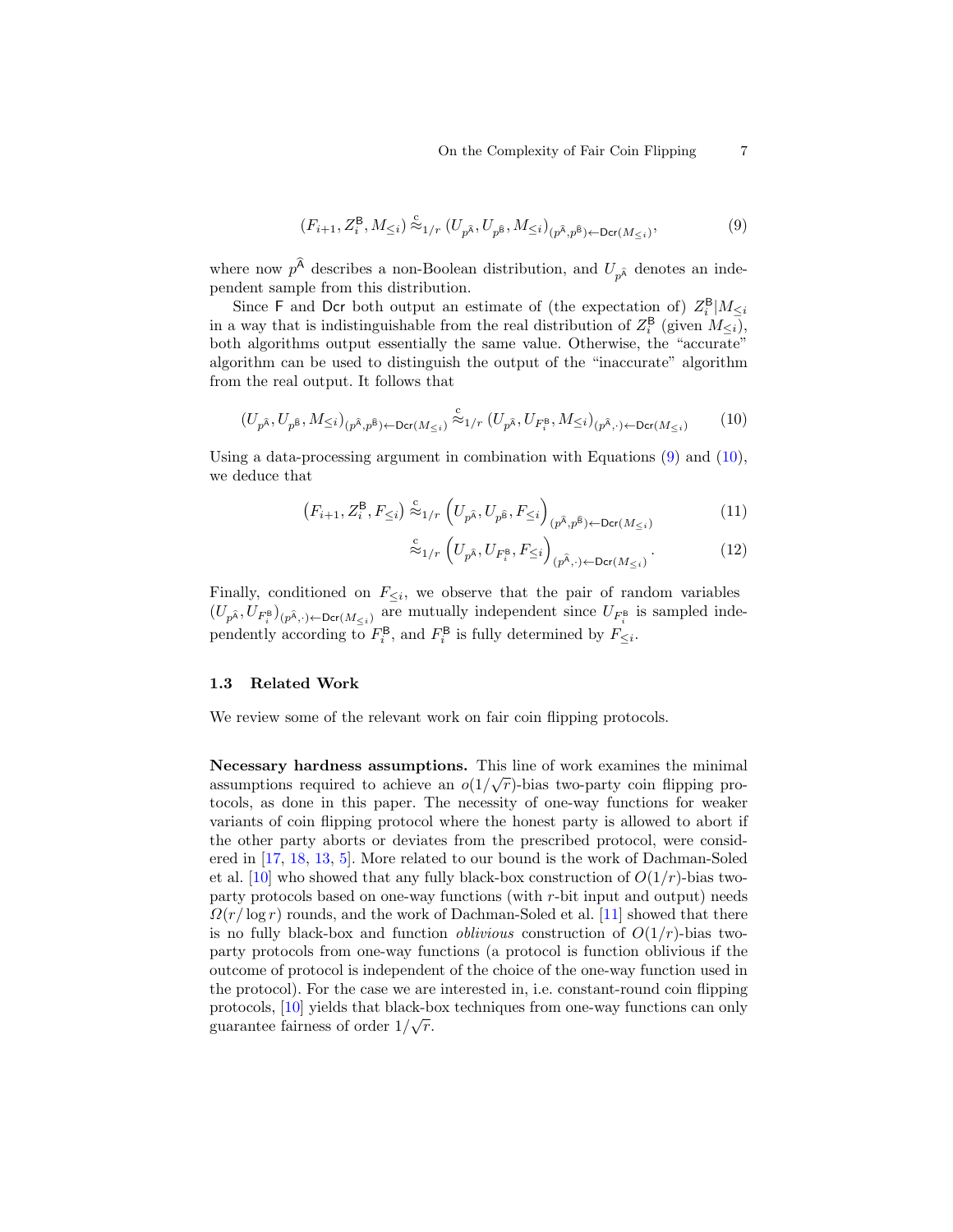$$(F_{i+1}, Z_i^{\mathsf{B}}, M_{\leq i}) \stackrel{\mathrm{c}}{\approx}_{1/r} (U_{p^{\widehat{\mathsf{A}}}}, U_{p^{\widehat{\mathsf{B}}}}, M_{\leq i})_{(p^{\widehat{\mathsf{A}}}, p^{\widehat{\mathsf{B}}}) \leftarrow \mathsf{Dcr}(M_{\leq i})}, \tag{9}$$

where now $p^{\widehat{\mathsf{A}}}$ describes a non-Boolean distribution, and $U_{p^{\widehat{\mathsf{A}}}}$ denotes an independent sample from this distribution.

Since $\mathsf{F}$ and $\mathsf{Dcr}$ both output an estimate of (the expectation of) $Z_i^{\mathsf{B}} | M_{\leq i}$ in a way that is indistinguishable from the real distribution of $Z_i^{\mathsf{B}}$ (given $M_{\leq i}$), both algorithms output essentially the same value. Otherwise, the "accurate" algorithm can be used to distinguish the output of the "inaccurate" algorithm from the real output. It follows that

$$(U_{p^{\widehat{\mathsf{A}}}}, U_{p^{\widehat{\mathsf{B}}}}, M_{\leq i})_{(p^{\widehat{\mathsf{A}}}, p^{\widehat{\mathsf{B}}}) \leftarrow \mathsf{Dcr}(M_{\leq i})} \stackrel{\mathrm{c}}{\approx}_{1/r} (U_{p^{\widehat{\mathsf{A}}}}, U_{F_i^{\mathsf{B}}}, M_{\leq i})_{(p^{\widehat{\mathsf{A}}}, \cdot) \leftarrow \mathsf{Dcr}(M_{\leq i})} \tag{10}$$

Using a data-processing argument in combination with Equations (9) and (10), we deduce that

$$\left(F_{i+1}, Z_i^{\mathsf{B}}, F_{\leq i}\right) \stackrel{\mathrm{c}}{\approx}_{1/r} \left(U_{p^{\widehat{\mathsf{A}}}}, U_{p^{\widehat{\mathsf{B}}}}, F_{\leq i}\right)_{(p^{\widehat{\mathsf{A}}}, p^{\widehat{\mathsf{B}}}) \leftarrow \mathsf{Dcr}(M_{\leq i})} \tag{11}$$

$$\stackrel{\mathrm{c}}{\approx}_{1/r} \left(U_{p^{\widehat{\mathsf{A}}}}, U_{F_i^{\mathsf{B}}}, F_{\leq i}\right)_{(p^{\widehat{\mathsf{A}}}, \cdot) \leftarrow \mathsf{Dcr}(M_{\leq i})}. \tag{12}$$

Finally, conditioned on $F_{\leq i}$, we observe that the pair of random variables $(U_{p^{\widehat{\mathsf{A}}}}, U_{F_i^{\mathsf{B}}})_{(p^{\widehat{\mathsf{A}}}, \cdot) \leftarrow \mathsf{Dcr}(M_{\leq i})}$ are mutually independent since $U_{F_i^{\mathsf{B}}}$ is sampled independently according to $F_i^{\mathsf{B}}$, and $F_i^{\mathsf{B}}$ is fully determined by $F_{\leq i}$.

### 1.3 Related Work

We review some of the relevant work on fair coin flipping protocols.

**Necessary hardness assumptions.** This line of work examines the minimal assumptions required to achieve an $o(1/\sqrt{r})$-bias two-party coin flipping protocols, as done in this paper. The necessity of one-way functions for weaker variants of coin flipping protocol where the honest party is allowed to abort if the other party aborts or deviates from the prescribed protocol, were considered in [17, 18, 13, 5]. More related to our bound is the work of Dachman-Soled et al. [10] who showed that any fully black-box construction of $O(1/r)$-bias two-party protocols based on one-way functions (with $r$-bit input and output) needs $\Omega(r/\log r)$ rounds, and the work of Dachman-Soled et al. [11] showed that there is no fully black-box and function *oblivious* construction of $O(1/r)$-bias two-party protocols from one-way functions (a protocol is function oblivious if the outcome of protocol is independent of the choice of the one-way function used in the protocol). For the case we are interested in, i.e. constant-round coin flipping protocols, [10] yields that black-box techniques from one-way functions can only guarantee fairness of order $1/\sqrt{r}$.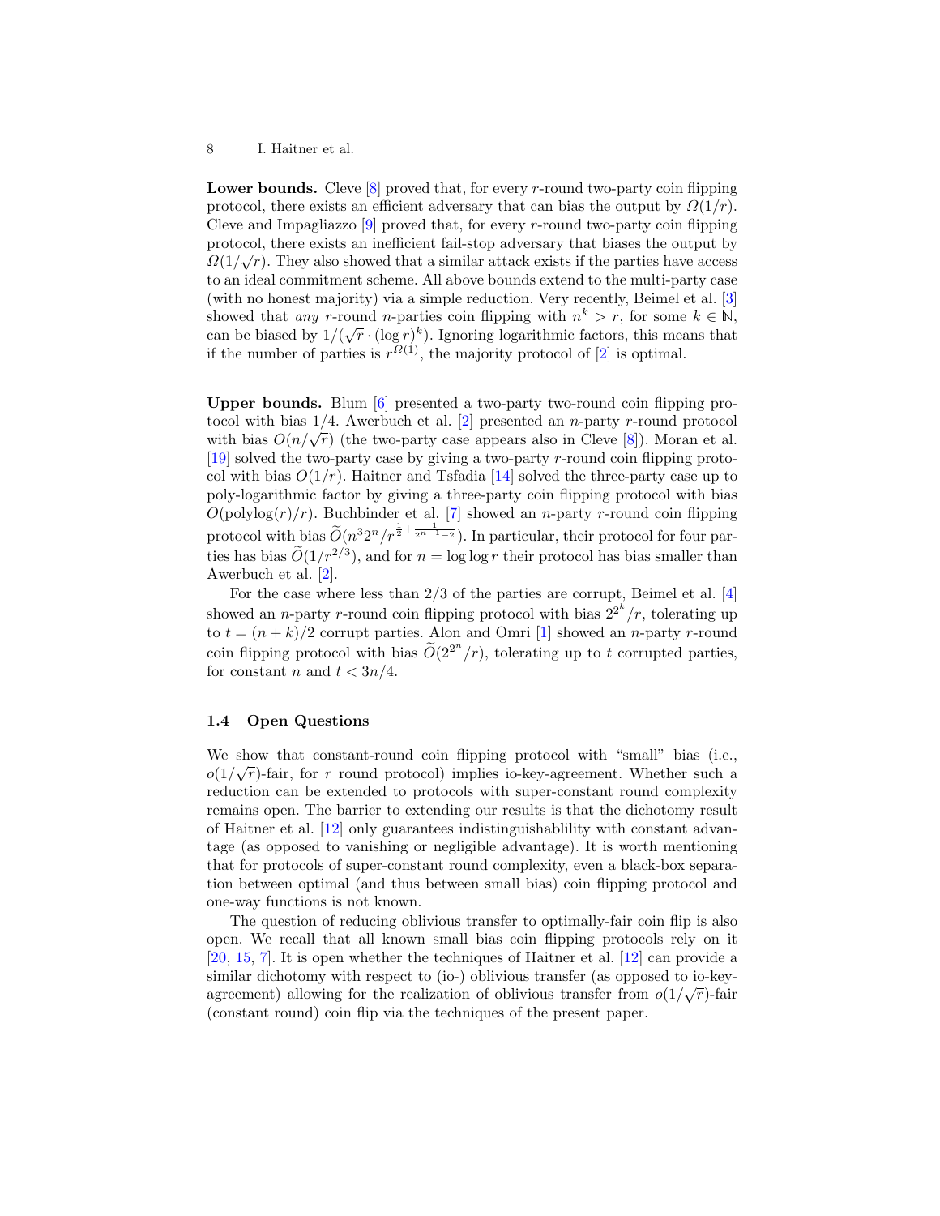**Lower bounds.** Cleve [8] proved that, for every $r$-round two-party coin flipping protocol, there exists an efficient adversary that can bias the output by $\Omega(1/r)$. Cleve and Impagliazzo [9] proved that, for every $r$-round two-party coin flipping protocol, there exists an inefficient fail-stop adversary that biases the output by $\Omega(1/\sqrt{r})$. They also showed that a similar attack exists if the parties have access to an ideal commitment scheme. All above bounds extend to the multi-party case (with no honest majority) via a simple reduction. Very recently, Beimel et al. [3] showed that *any* $r$-round $n$-parties coin flipping with $n^k > r$, for some $k \in \mathbb{N}$, can be biased by $1/(\sqrt{r} \cdot (\log r)^k)$. Ignoring logarithmic factors, this means that if the number of parties is $r^{\Omega(1)}$, the majority protocol of [2] is optimal.

**Upper bounds.** Blum [6] presented a two-party two-round coin flipping protocol with bias $1/4$. Awerbuch et al. [2] presented an $n$-party $r$-round protocol with bias $O(n/\sqrt{r})$ (the two-party case appears also in Cleve [8]). Moran et al. [19] solved the two-party case by giving a two-party $r$-round coin flipping protocol with bias $O(1/r)$. Haitner and Tsfadia [14] solved the three-party case up to poly-logarithmic factor by giving a three-party coin flipping protocol with bias $O(\mathrm{polylog}(r)/r)$. Buchbinder et al. [7] showed an $n$-party $r$-round coin flipping protocol with bias $\widetilde{O}(n^3 2^n / r^{\frac{1}{2}+\frac{1}{2^{n-1}-2}})$. In particular, their protocol for four parties has bias $\widetilde{O}(1/r^{2/3})$, and for $n = \log\log r$ their protocol has bias smaller than Awerbuch et al. [2].

For the case where less than $2/3$ of the parties are corrupt, Beimel et al. [4] showed an $n$-party $r$-round coin flipping protocol with bias $2^{2^k}/r$, tolerating up to $t = (n+k)/2$ corrupt parties. Alon and Omri [1] showed an $n$-party $r$-round coin flipping protocol with bias $\widetilde{O}(2^{2^n}/r)$, tolerating up to $t$ corrupted parties, for constant $n$ and $t < 3n/4$.

### 1.4 Open Questions

We show that constant-round coin flipping protocol with "small" bias (i.e., $o(1/\sqrt{r})$-fair, for $r$ round protocol) implies io-key-agreement. Whether such a reduction can be extended to protocols with super-constant round complexity remains open. The barrier to extending our results is that the dichotomy result of Haitner et al. [12] only guarantees indistinguishablility with constant advantage (as opposed to vanishing or negligible advantage). It is worth mentioning that for protocols of super-constant round complexity, even a black-box separation between optimal (and thus between small bias) coin flipping protocol and one-way functions is not known.

The question of reducing oblivious transfer to optimally-fair coin flip is also open. We recall that all known small bias coin flipping protocols rely on it [20, 15, 7]. It is open whether the techniques of Haitner et al. [12] can provide a similar dichotomy with respect to (io-) oblivious transfer (as opposed to io-key-agreement) allowing for the realization of oblivious transfer from $o(1/\sqrt{r})$-fair (constant round) coin flip via the techniques of the present paper.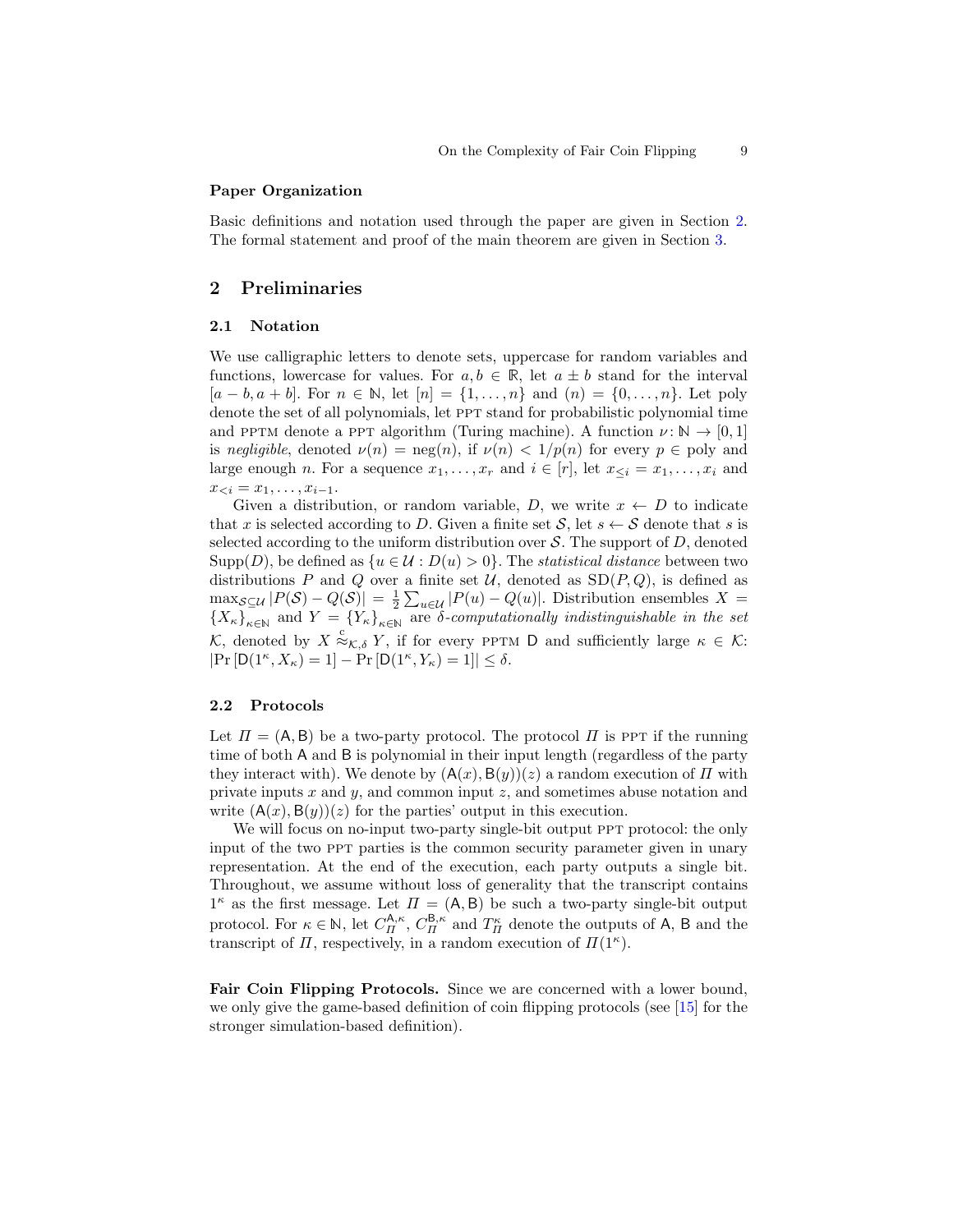### Paper Organization

Basic definitions and notation used through the paper are given in Section 2. The formal statement and proof of the main theorem are given in Section 3.

## 2 Preliminaries

### 2.1 Notation

We use calligraphic letters to denote sets, uppercase for random variables and functions, lowercase for values. For $a, b \in \mathbb{R}$, let $a \pm b$ stand for the interval $[a-b, a+b]$. For $n \in \mathbb{N}$, let $[n] = \{1, \ldots, n\}$ and $(n) = \{0, \ldots, n\}$. Let poly denote the set of all polynomials, let PPT stand for probabilistic polynomial time and PPTM denote a PPT algorithm (Turing machine). A function $\nu \colon \mathbb{N} \to [0,1]$ is *negligible*, denoted $\nu(n) = \operatorname{neg}(n)$, if $\nu(n) < 1/p(n)$ for every $p \in \text{poly}$ and large enough $n$. For a sequence $x_1, \ldots, x_r$ and $i \in [r]$, let $x_{\leq i} = x_1, \ldots, x_i$ and $x_{<i} = x_1, \ldots, x_{i-1}$.

Given a distribution, or random variable, $D$, we write $x \leftarrow D$ to indicate that $x$ is selected according to $D$. Given a finite set $\mathcal{S}$, let $s \leftarrow \mathcal{S}$ denote that $s$ is selected according to the uniform distribution over $\mathcal{S}$. The support of $D$, denoted $\operatorname{Supp}(D)$, be defined as $\{u \in \mathcal{U} : D(u) > 0\}$. The *statistical distance* between two distributions $P$ and $Q$ over a finite set $\mathcal{U}$, denoted as $\operatorname{SD}(P, Q)$, is defined as $\max_{\mathcal{S} \subseteq \mathcal{U}} |P(\mathcal{S}) - Q(\mathcal{S})| = \frac{1}{2} \sum_{u \in \mathcal{U}} |P(u) - Q(u)|$. Distribution ensembles $X = \{X_\kappa\}_{\kappa \in \mathbb{N}}$ and $Y = \{Y_\kappa\}_{\kappa \in \mathbb{N}}$ are *$\delta$-computationally indistinguishable in the set* $\mathcal{K}$, denoted by $X \stackrel{c}{\approx}_{\mathcal{K},\delta} Y$, if for every PPTM $\mathsf{D}$ and sufficiently large $\kappa \in \mathcal{K}$: $|\Pr[\mathsf{D}(1^\kappa, X_\kappa) = 1] - \Pr[\mathsf{D}(1^\kappa, Y_\kappa) = 1]| \leq \delta$.

### 2.2 Protocols

Let $\Pi = (\mathsf{A}, \mathsf{B})$ be a two-party protocol. The protocol $\Pi$ is PPT if the running time of both $\mathsf{A}$ and $\mathsf{B}$ is polynomial in their input length (regardless of the party they interact with). We denote by $(\mathsf{A}(x), \mathsf{B}(y))(z)$ a random execution of $\Pi$ with private inputs $x$ and $y$, and common input $z$, and sometimes abuse notation and write $(\mathsf{A}(x), \mathsf{B}(y))(z)$ for the parties' output in this execution.

We will focus on no-input two-party single-bit output PPT protocol: the only input of the two PPT parties is the common security parameter given in unary representation. At the end of the execution, each party outputs a single bit. Throughout, we assume without loss of generality that the transcript contains $1^\kappa$ as the first message. Let $\Pi = (\mathsf{A}, \mathsf{B})$ be such a two-party single-bit output protocol. For $\kappa \in \mathbb{N}$, let $C_\Pi^{\mathsf{A},\kappa}$, $C_\Pi^{\mathsf{B},\kappa}$ and $T_\Pi^\kappa$ denote the outputs of $\mathsf{A}$, $\mathsf{B}$ and the transcript of $\Pi$, respectively, in a random execution of $\Pi(1^\kappa)$.

**Fair Coin Flipping Protocols.** Since we are concerned with a lower bound, we only give the game-based definition of coin flipping protocols (see [15] for the stronger simulation-based definition).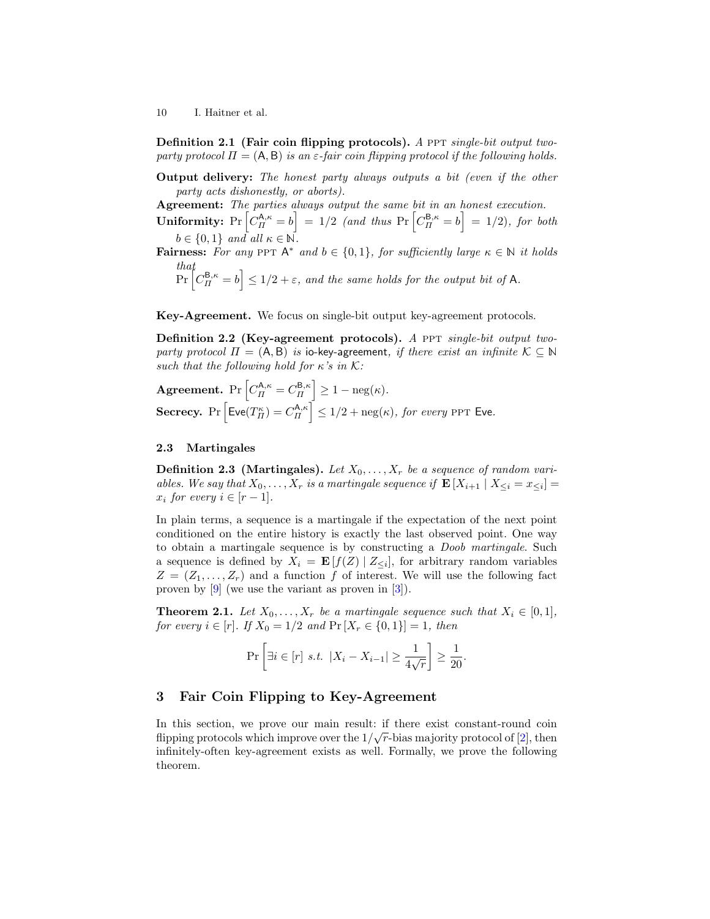**Definition 2.1 (Fair coin flipping protocols).** *A* PPT *single-bit output two-party protocol* $\Pi = (\mathsf{A}, \mathsf{B})$ *is an* $\varepsilon$*-fair coin flipping protocol if the following holds.*

**Output delivery:** *The honest party always outputs a bit (even if the other party acts dishonestly, or aborts).*

**Agreement:** *The parties always output the same bit in an honest execution.*

**Uniformity:** $\Pr\left[C_{\Pi}^{\mathsf{A},\kappa} = b\right] = 1/2$ *(and thus* $\Pr\left[C_{\Pi}^{\mathsf{B},\kappa} = b\right] = 1/2$*), for both* $b \in \{0,1\}$ *and all* $\kappa \in \mathbb{N}$*.*

**Fairness:** *For any* PPT $\mathsf{A}^*$ *and* $b \in \{0,1\}$*, for sufficiently large* $\kappa \in \mathbb{N}$ *it holds that*
$\Pr\left[C_{\Pi}^{\mathsf{B},\kappa} = b\right] \le 1/2 + \varepsilon$*, and the same holds for the output bit of* $\mathsf{A}$*.*

**Key-Agreement.** We focus on single-bit output key-agreement protocols.

**Definition 2.2 (Key-agreement protocols).** *A* PPT *single-bit output two-party protocol* $\Pi = (\mathsf{A}, \mathsf{B})$ *is* io-key-agreement*, if there exist an infinite* $\mathcal{K} \subseteq \mathbb{N}$ *such that the following hold for* $\kappa$*'s in* $\mathcal{K}$*:*

**Agreement.** $\Pr\left[C_{\Pi}^{\mathsf{A},\kappa} = C_{\Pi}^{\mathsf{B},\kappa}\right] \ge 1 - \operatorname{neg}(\kappa)$.

**Secrecy.** $\Pr\left[\mathsf{Eve}(T_{\Pi}^{\kappa}) = C_{\Pi}^{\mathsf{A},\kappa}\right] \le 1/2 + \operatorname{neg}(\kappa)$*, for every* PPT $\mathsf{Eve}$*.*

### 2.3 Martingales

**Definition 2.3 (Martingales).** *Let* $X_0, \ldots, X_r$ *be a sequence of random variables. We say that* $X_0, \ldots, X_r$ *is a martingale sequence if* $\mathbf{E}\left[X_{i+1} \mid X_{\le i} = x_{\le i}\right] = x_i$ *for every* $i \in [r-1]$*.*

In plain terms, a sequence is a martingale if the expectation of the next point conditioned on the entire history is exactly the last observed point. One way to obtain a martingale sequence is by constructing a *Doob martingale*. Such a sequence is defined by $X_i = \mathbf{E}\left[f(Z) \mid Z_{\le i}\right]$, for arbitrary random variables $Z = (Z_1, \ldots, Z_r)$ and a function $f$ of interest. We will use the following fact proven by [9] (we use the variant as proven in [3]).

**Theorem 2.1.** *Let* $X_0, \ldots, X_r$ *be a martingale sequence such that* $X_i \in [0,1]$*, for every* $i \in [r]$*. If* $X_0 = 1/2$ *and* $\Pr\left[X_r \in \{0,1\}\right] = 1$*, then*

$$\Pr\left[\exists i \in [r] \text{ s.t. } |X_i - X_{i-1}| \ge \frac{1}{4\sqrt{r}}\right] \ge \frac{1}{20}.$$

## 3 Fair Coin Flipping to Key-Agreement

In this section, we prove our main result: if there exist constant-round coin flipping protocols which improve over the $1/\sqrt{r}$-bias majority protocol of [2], then infinitely-often key-agreement exists as well. Formally, we prove the following theorem.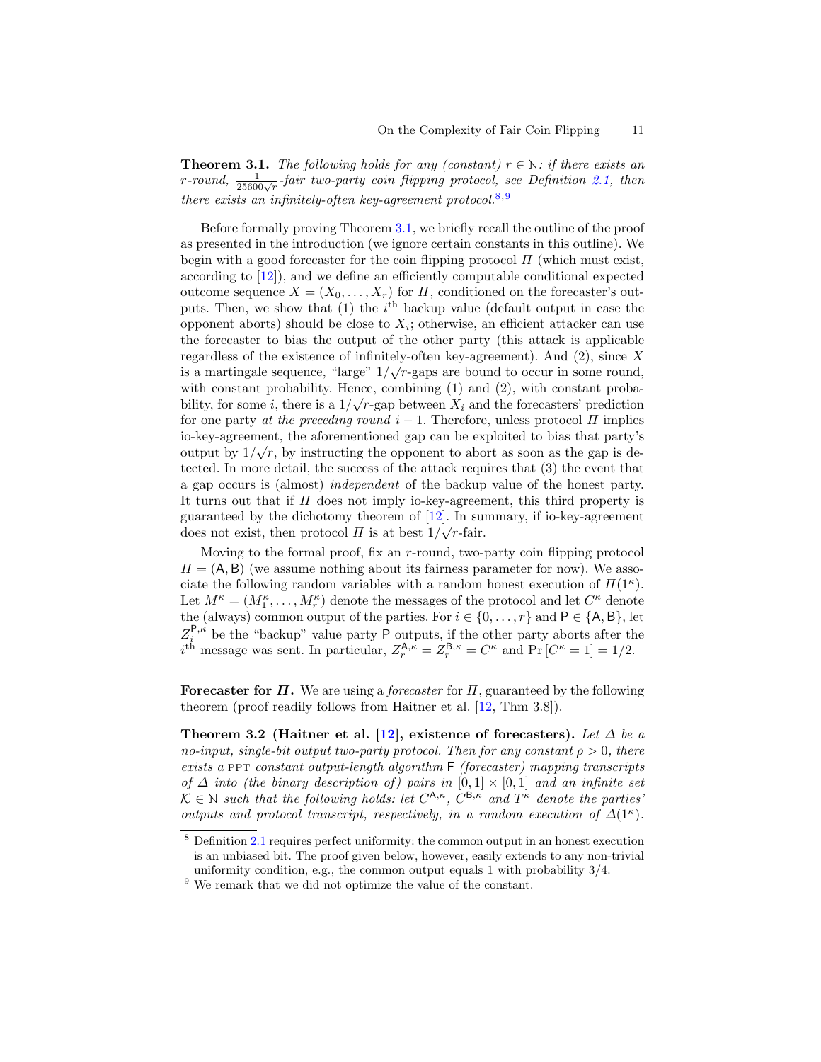**Theorem 3.1.** *The following holds for any (constant) $r \in \mathbb{N}$: if there exists an $r$-round, $\frac{1}{25600\sqrt{r}}$-fair two-party coin flipping protocol, see Definition 2.1, then there exists an infinitely-often key-agreement protocol.*[8,9]

Before formally proving Theorem 3.1, we briefly recall the outline of the proof as presented in the introduction (we ignore certain constants in this outline). We begin with a good forecaster for the coin flipping protocol $\Pi$ (which must exist, according to [12]), and we define an efficiently computable conditional expected outcome sequence $X = (X_0, \ldots, X_r)$ for $\Pi$, conditioned on the forecaster's outputs. Then, we show that (1) the $i^{\text{th}}$ backup value (default output in case the opponent aborts) should be close to $X_i$; otherwise, an efficient attacker can use the forecaster to bias the output of the other party (this attack is applicable regardless of the existence of infinitely-often key-agreement). And (2), since $X$ is a martingale sequence, "large" $1/\sqrt{r}$-gaps are bound to occur in some round, with constant probability. Hence, combining (1) and (2), with constant probability, for some $i$, there is a $1/\sqrt{r}$-gap between $X_i$ and the forecasters' prediction for one party *at the preceding round* $i-1$. Therefore, unless protocol $\Pi$ implies io-key-agreement, the aforementioned gap can be exploited to bias that party's output by $1/\sqrt{r}$, by instructing the opponent to abort as soon as the gap is detected. In more detail, the success of the attack requires that (3) the event that a gap occurs is (almost) *independent* of the backup value of the honest party. It turns out that if $\Pi$ does not imply io-key-agreement, this third property is guaranteed by the dichotomy theorem of [12]. In summary, if io-key-agreement does not exist, then protocol $\Pi$ is at best $1/\sqrt{r}$-fair.

Moving to the formal proof, fix an $r$-round, two-party coin flipping protocol $\Pi = (\mathsf{A}, \mathsf{B})$ (we assume nothing about its fairness parameter for now). We associate the following random variables with a random honest execution of $\Pi(1^\kappa)$. Let $M^\kappa = (M_1^\kappa, \ldots, M_r^\kappa)$ denote the messages of the protocol and let $C^\kappa$ denote the (always) common output of the parties. For $i \in \{0, \ldots, r\}$ and $\mathsf{P} \in \{\mathsf{A}, \mathsf{B}\}$, let $Z_i^{\mathsf{P},\kappa}$ be the "backup" value party $\mathsf{P}$ outputs, if the other party aborts after the $i^{\text{th}}$ message was sent. In particular, $Z_r^{\mathsf{A},\kappa} = Z_r^{\mathsf{B},\kappa} = C^\kappa$ and $\Pr[C^\kappa = 1] = 1/2$.

**Forecaster for $\Pi$.** We are using a *forecaster* for $\Pi$, guaranteed by the following theorem (proof readily follows from Haitner et al. [12, Thm 3.8]).

**Theorem 3.2 (Haitner et al. [12], existence of forecasters).** *Let $\Delta$ be a no-input, single-bit output two-party protocol. Then for any constant $\rho > 0$, there exists a* PPT *constant output-length algorithm $\mathsf{F}$ (forecaster) mapping transcripts of $\Delta$ into (the binary description of) pairs in $[0,1] \times [0,1]$ and an infinite set $\mathcal{K} \in \mathbb{N}$ such that the following holds: let $C^{\mathsf{A},\kappa}$, $C^{\mathsf{B},\kappa}$ and $T^\kappa$ denote the parties' outputs and protocol transcript, respectively, in a random execution of $\Delta(1^\kappa)$.*

---

[8] Definition 2.1 requires perfect uniformity: the common output in an honest execution is an unbiased bit. The proof given below, however, easily extends to any non-trivial uniformity condition, e.g., the common output equals 1 with probability 3/4.

[9] We remark that we did not optimize the value of the constant.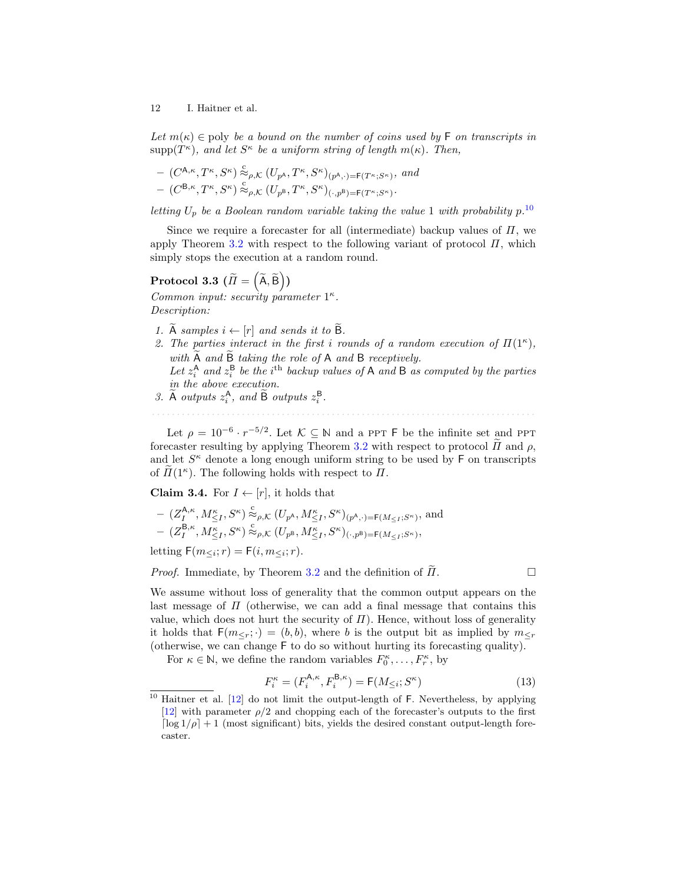*Let $m(\kappa) \in \text{poly}$ be a bound on the number of coins used by $\mathsf{F}$ on transcripts in $\text{supp}(T^\kappa)$, and let $S^\kappa$ be a uniform string of length $m(\kappa)$. Then,*

- $(C^{\mathsf{A},\kappa}, T^\kappa, S^\kappa) \stackrel{\text{c}}{\approx}_{\rho,\mathcal{K}} (U_{p^{\mathsf{A}}}, T^\kappa, S^\kappa)_{(p^{\mathsf{A}},\cdot)=\mathsf{F}(T^\kappa;S^\kappa)}$, *and*
- $(C^{\mathsf{B},\kappa}, T^\kappa, S^\kappa) \stackrel{\text{c}}{\approx}_{\rho,\mathcal{K}} (U_{p^{\mathsf{B}}}, T^\kappa, S^\kappa)_{(\cdot,p^{\mathsf{B}})=\mathsf{F}(T^\kappa;S^\kappa)}$.

*letting $U_p$ be a Boolean random variable taking the value 1 with probability $p$.*[10]

Since we require a forecaster for all (intermediate) backup values of $\Pi$, we apply Theorem 3.2 with respect to the following variant of protocol $\Pi$, which simply stops the execution at a random round.

**Protocol 3.3** ($\widetilde{\Pi} = \left(\widetilde{\mathsf{A}}, \widetilde{\mathsf{B}}\right)$)

*Common input: security parameter $1^\kappa$.*
*Description:*

1. *$\widetilde{\mathsf{A}}$ samples $i \leftarrow [r]$ and sends it to $\widetilde{\mathsf{B}}$.*
2. *The parties interact in the first $i$ rounds of a random execution of $\Pi(1^\kappa)$, with $\widetilde{\mathsf{A}}$ and $\widetilde{\mathsf{B}}$ taking the role of $\mathsf{A}$ and $\mathsf{B}$ receptively.*
   *Let $z_i^{\mathsf{A}}$ and $z_i^{\mathsf{B}}$ be the $i^{\text{th}}$ backup values of $\mathsf{A}$ and $\mathsf{B}$ as computed by the parties in the above execution.*
3. *$\widetilde{\mathsf{A}}$ outputs $z_i^{\mathsf{A}}$, and $\widetilde{\mathsf{B}}$ outputs $z_i^{\mathsf{B}}$.*

Let $\rho = 10^{-6} \cdot r^{-5/2}$. Let $\mathcal{K} \subseteq \mathbb{N}$ and a PPT $\mathsf{F}$ be the infinite set and PPT forecaster resulting by applying Theorem 3.2 with respect to protocol $\widetilde{\Pi}$ and $\rho$, and let $S^\kappa$ denote a long enough uniform string to be used by $\mathsf{F}$ on transcripts of $\widetilde{\Pi}(1^\kappa)$. The following holds with respect to $\Pi$.

**Claim 3.4.** For $I \leftarrow [r]$, it holds that

- $(Z_I^{\mathsf{A},\kappa}, M_{\le I}^\kappa, S^\kappa) \stackrel{\text{c}}{\approx}_{\rho,\mathcal{K}} (U_{p^{\mathsf{A}}}, M_{\le I}^\kappa, S^\kappa)_{(p^{\mathsf{A}},\cdot)=\mathsf{F}(M_{\le I};S^\kappa)}$, and
- $(Z_I^{\mathsf{B},\kappa}, M_{\le I}^\kappa, S^\kappa) \stackrel{\text{c}}{\approx}_{\rho,\mathcal{K}} (U_{p^{\mathsf{B}}}, M_{\le I}^\kappa, S^\kappa)_{(\cdot,p^{\mathsf{B}})=\mathsf{F}(M_{\le I};S^\kappa)}$,

letting $\mathsf{F}(m_{\le i}; r) = \mathsf{F}(i, m_{\le i}; r)$.

*Proof.* Immediate, by Theorem 3.2 and the definition of $\widetilde{\Pi}$. □

We assume without loss of generality that the common output appears on the last message of $\Pi$ (otherwise, we can add a final message that contains this value, which does not hurt the security of $\Pi$). Hence, without loss of generality it holds that $\mathsf{F}(m_{\le r}; \cdot) = (b, b)$, where $b$ is the output bit as implied by $m_{\le r}$ (otherwise, we can change $\mathsf{F}$ to do so without hurting its forecasting quality).

For $\kappa \in \mathbb{N}$, we define the random variables $F_0^\kappa, \ldots, F_r^\kappa$, by

$$F_i^\kappa = (F_i^{\mathsf{A},\kappa}, F_i^{\mathsf{B},\kappa}) = \mathsf{F}(M_{\le i}; S^\kappa) \tag{13}$$

[10] Haitner et al. [12] do not limit the output-length of $\mathsf{F}$. Nevertheless, by applying [12] with parameter $\rho/2$ and chopping each of the forecaster's outputs to the first $\lceil \log 1/\rho \rceil + 1$ (most significant) bits, yields the desired constant output-length forecaster.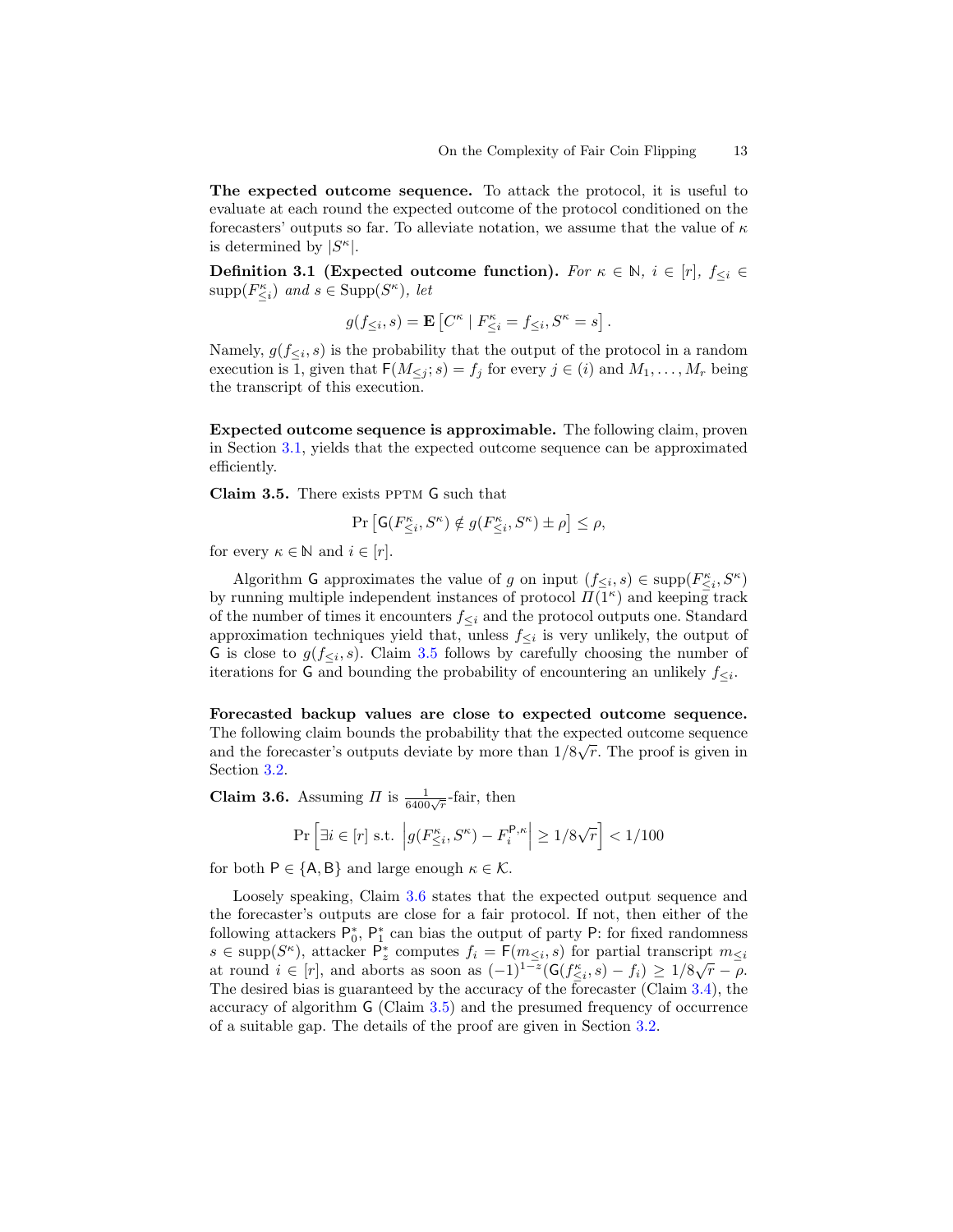**The expected outcome sequence.** To attack the protocol, it is useful to evaluate at each round the expected outcome of the protocol conditioned on the forecasters' outputs so far. To alleviate notation, we assume that the value of $\kappa$ is determined by $|S^\kappa|$.

**Definition 3.1 (Expected outcome function).** *For $\kappa \in \mathbb{N}$, $i \in [r]$, $f_{\leq i} \in \operatorname{supp}(F^\kappa_{\leq i})$ and $s \in \operatorname{Supp}(S^\kappa)$, let*

$$g(f_{\leq i}, s) = \mathbf{E}\left[C^\kappa \mid F^\kappa_{\leq i} = f_{\leq i}, S^\kappa = s\right].$$

Namely, $g(f_{\leq i}, s)$ is the probability that the output of the protocol in a random execution is 1, given that $\mathsf{F}(M_{\leq j}; s) = f_j$ for every $j \in (i)$ and $M_1, \ldots, M_r$ being the transcript of this execution.

**Expected outcome sequence is approximable.** The following claim, proven in Section 3.1, yields that the expected outcome sequence can be approximated efficiently.

**Claim 3.5.** There exists PPTM $\mathsf{G}$ such that

$$\Pr\left[\mathsf{G}(F^\kappa_{\leq i}, S^\kappa) \notin g(F^\kappa_{\leq i}, S^\kappa) \pm \rho\right] \leq \rho,$$

for every $\kappa \in \mathbb{N}$ and $i \in [r]$.

Algorithm $\mathsf{G}$ approximates the value of $g$ on input $(f_{\leq i}, s) \in \operatorname{supp}(F^\kappa_{\leq i}, S^\kappa)$ by running multiple independent instances of protocol $\Pi(1^\kappa)$ and keeping track of the number of times it encounters $f_{\leq i}$ and the protocol outputs one. Standard approximation techniques yield that, unless $f_{\leq i}$ is very unlikely, the output of $\mathsf{G}$ is close to $g(f_{\leq i}, s)$. Claim 3.5 follows by carefully choosing the number of iterations for $\mathsf{G}$ and bounding the probability of encountering an unlikely $f_{\leq i}$.

**Forecasted backup values are close to expected outcome sequence.** The following claim bounds the probability that the expected outcome sequence and the forecaster's outputs deviate by more than $1/8\sqrt{r}$. The proof is given in Section 3.2.

**Claim 3.6.** Assuming $\Pi$ is $\frac{1}{6400\sqrt{r}}$-fair, then

$$\Pr\left[\exists i \in [r] \text{ s.t. } \left|g(F^\kappa_{\leq i}, S^\kappa) - F^{\mathsf{P},\kappa}_i\right| \geq 1/8\sqrt{r}\right] < 1/100$$

for both $\mathsf{P} \in \{\mathsf{A}, \mathsf{B}\}$ and large enough $\kappa \in \mathcal{K}$.

Loosely speaking, Claim 3.6 states that the expected output sequence and the forecaster's outputs are close for a fair protocol. If not, then either of the following attackers $\mathsf{P}^*_0$, $\mathsf{P}^*_1$ can bias the output of party $\mathsf{P}$: for fixed randomness $s \in \operatorname{supp}(S^\kappa)$, attacker $\mathsf{P}^*_z$ computes $f_i = \mathsf{F}(m_{\leq i}, s)$ for partial transcript $m_{\leq i}$ at round $i \in [r]$, and aborts as soon as $(-1)^{1-z}(\mathsf{G}(f^\kappa_{\leq i}, s) - f_i) \geq 1/8\sqrt{r} - \rho$. The desired bias is guaranteed by the accuracy of the forecaster (Claim 3.4), the accuracy of algorithm $\mathsf{G}$ (Claim 3.5) and the presumed frequency of occurrence of a suitable gap. The details of the proof are given in Section 3.2.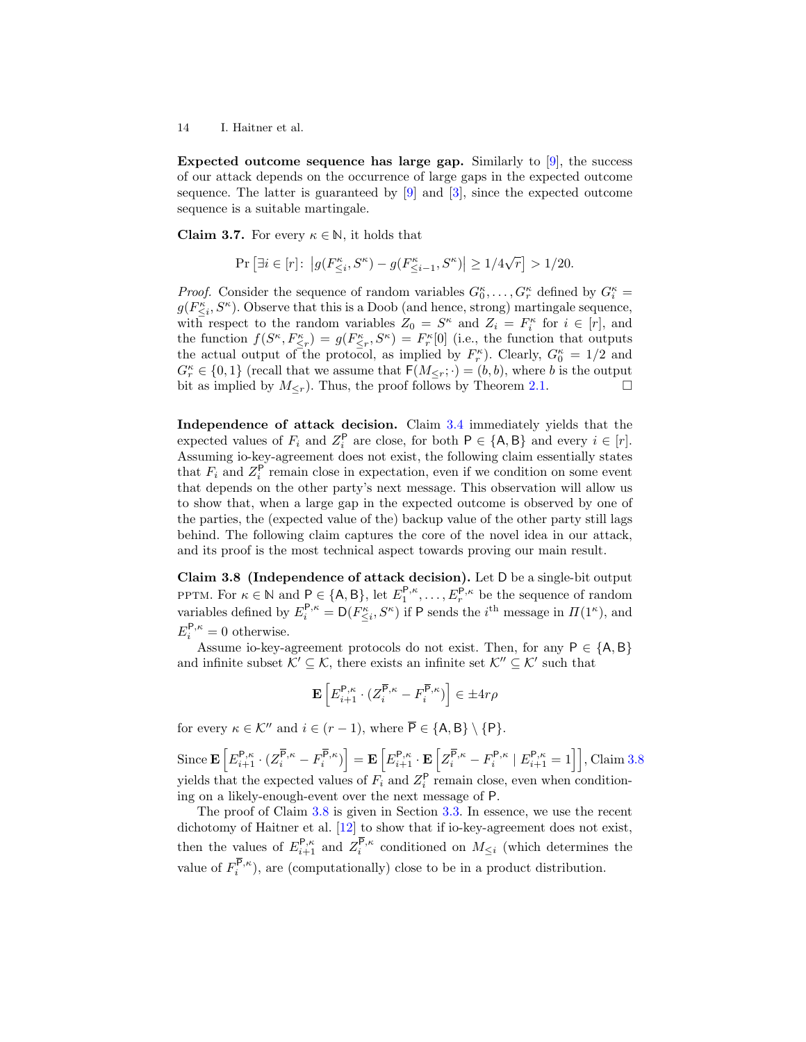**Expected outcome sequence has large gap.** Similarly to [9], the success of our attack depends on the occurrence of large gaps in the expected outcome sequence. The latter is guaranteed by [9] and [3], since the expected outcome sequence is a suitable martingale.

**Claim 3.7.** For every $\kappa \in \mathbb{N}$, it holds that

$$\Pr\left[\exists i \in [r]\colon \left|g(F^{\kappa}_{\leq i}, S^{\kappa}) - g(F^{\kappa}_{\leq i-1}, S^{\kappa})\right| \geq 1/4\sqrt{r}\right] > 1/20.$$

*Proof.* Consider the sequence of random variables $G^{\kappa}_0, \ldots, G^{\kappa}_r$ defined by $G^{\kappa}_i = g(F^{\kappa}_{\leq i}, S^{\kappa})$. Observe that this is a Doob (and hence, strong) martingale sequence, with respect to the random variables $Z_0 = S^{\kappa}$ and $Z_i = F^{\kappa}_i$ for $i \in [r]$, and the function $f(S^{\kappa}, F^{\kappa}_{\leq r}) = g(F^{\kappa}_{\leq r}, S^{\kappa}) = F^{\kappa}_r[0]$ (i.e., the function that outputs the actual output of the protocol, as implied by $F^{\kappa}_r$). Clearly, $G^{\kappa}_0 = 1/2$ and $G^{\kappa}_r \in \{0,1\}$ (recall that we assume that $\mathsf{F}(M_{\leq r}; \cdot) = (b, b)$, where $b$ is the output bit as implied by $M_{\leq r}$). Thus, the proof follows by Theorem 2.1. $\square$

**Independence of attack decision.** Claim 3.4 immediately yields that the expected values of $F_i$ and $Z^{\mathsf{P}}_i$ are close, for both $\mathsf{P} \in \{\mathsf{A}, \mathsf{B}\}$ and every $i \in [r]$. Assuming io-key-agreement does not exist, the following claim essentially states that $F_i$ and $Z^{\mathsf{P}}_i$ remain close in expectation, even if we condition on some event that depends on the other party's next message. This observation will allow us to show that, when a large gap in the expected outcome is observed by one of the parties, the (expected value of the) backup value of the other party still lags behind. The following claim captures the core of the novel idea in our attack, and its proof is the most technical aspect towards proving our main result.

**Claim 3.8 (Independence of attack decision).** Let $\mathsf{D}$ be a single-bit output PPTM. For $\kappa \in \mathbb{N}$ and $\mathsf{P} \in \{\mathsf{A}, \mathsf{B}\}$, let $E^{\mathsf{P},\kappa}_1, \ldots, E^{\mathsf{P},\kappa}_r$ be the sequence of random variables defined by $E^{\mathsf{P},\kappa}_i = \mathsf{D}(F^{\kappa}_{\leq i}, S^{\kappa})$ if $\mathsf{P}$ sends the $i^{\text{th}}$ message in $\Pi(1^{\kappa})$, and $E^{\mathsf{P},\kappa}_i = 0$ otherwise.

Assume io-key-agreement protocols do not exist. Then, for any $\mathsf{P} \in \{\mathsf{A}, \mathsf{B}\}$ and infinite subset $\mathcal{K}' \subseteq \mathcal{K}$, there exists an infinite set $\mathcal{K}'' \subseteq \mathcal{K}'$ such that

$$\mathbf{E}\left[E^{\mathsf{P},\kappa}_{i+1} \cdot (Z^{\overline{\mathsf{P}},\kappa}_i - F^{\overline{\mathsf{P}},\kappa}_i)\right] \in \pm 4r\rho$$

for every $\kappa \in \mathcal{K}''$ and $i \in (r-1)$, where $\overline{\mathsf{P}} \in \{\mathsf{A}, \mathsf{B}\} \setminus \{\mathsf{P}\}$.

Since $\mathbf{E}\left[E^{\mathsf{P},\kappa}_{i+1} \cdot (Z^{\overline{\mathsf{P}},\kappa}_i - F^{\overline{\mathsf{P}},\kappa}_i)\right] = \mathbf{E}\left[E^{\mathsf{P},\kappa}_{i+1} \cdot \mathbf{E}\left[Z^{\overline{\mathsf{P}},\kappa}_i - F^{\mathsf{P},\kappa}_i \mid E^{\mathsf{P},\kappa}_{i+1} = 1\right]\right]$, Claim 3.8 yields that the expected values of $F_i$ and $Z^{\mathsf{P}}_i$ remain close, even when conditioning on a likely-enough-event over the next message of $\mathsf{P}$.

The proof of Claim 3.8 is given in Section 3.3. In essence, we use the recent dichotomy of Haitner et al. [12] to show that if io-key-agreement does not exist, then the values of $E^{\mathsf{P},\kappa}_{i+1}$ and $Z^{\overline{\mathsf{P}},\kappa}_i$ conditioned on $M_{\leq i}$ (which determines the value of $F^{\overline{\mathsf{P}},\kappa}_i$), are (computationally) close to be in a product distribution.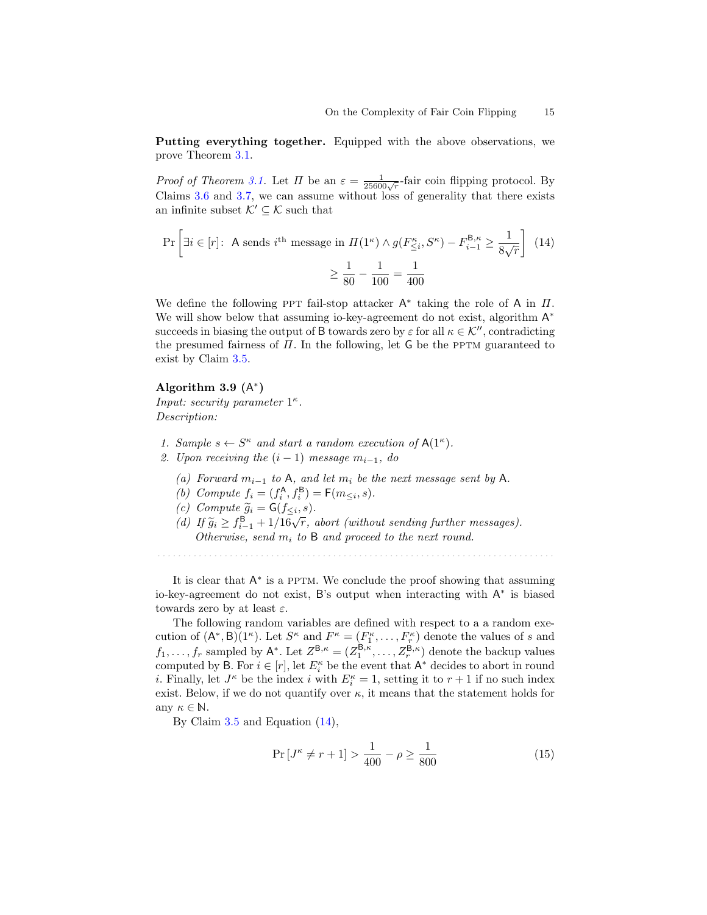**Putting everything together.** Equipped with the above observations, we prove Theorem 3.1.

*Proof of Theorem 3.1.* Let $\Pi$ be an $\varepsilon = \frac{1}{25600\sqrt{r}}$-fair coin flipping protocol. By Claims 3.6 and 3.7, we can assume without loss of generality that there exists an infinite subset $\mathcal{K}' \subseteq \mathcal{K}$ such that

$$\Pr\left[\exists i \in [r]\colon\ \mathsf{A} \text{ sends } i^{\text{th}} \text{ message in } \Pi(1^\kappa) \wedge g(F^\kappa_{\leq i}, S^\kappa) - F^{\mathsf{B},\kappa}_{i-1} \geq \frac{1}{8\sqrt{r}}\right] \tag{14}$$
$$\geq \frac{1}{80} - \frac{1}{100} = \frac{1}{400}$$

We define the following PPT fail-stop attacker $\mathsf{A}^*$ taking the role of $\mathsf{A}$ in $\Pi$. We will show below that assuming io-key-agreement do not exist, algorithm $\mathsf{A}^*$ succeeds in biasing the output of $\mathsf{B}$ towards zero by $\varepsilon$ for all $\kappa \in \mathcal{K}''$, contradicting the presumed fairness of $\Pi$. In the following, let $\mathsf{G}$ be the PPTM guaranteed to exist by Claim 3.5.

**Algorithm 3.9** ($\mathsf{A}^*$)
*Input: security parameter* $1^\kappa$.
*Description:*

1. *Sample* $s \leftarrow S^\kappa$ *and start a random execution of* $\mathsf{A}(1^\kappa)$.
2. *Upon receiving the* $(i-1)$ *message* $m_{i-1}$, *do*
   (a) *Forward* $m_{i-1}$ *to* $\mathsf{A}$, *and let* $m_i$ *be the next message sent by* $\mathsf{A}$.
   (b) *Compute* $f_i = (f_i^{\mathsf{A}}, f_i^{\mathsf{B}}) = \mathsf{F}(m_{\leq i}, s)$.
   (c) *Compute* $\widetilde{g}_i = \mathsf{G}(f_{\leq i}, s)$.
   (d) *If* $\widetilde{g}_i \geq f^{\mathsf{B}}_{i-1} + 1/16\sqrt{r}$, *abort (without sending further messages). Otherwise, send* $m_i$ *to* $\mathsf{B}$ *and proceed to the next round.*

It is clear that $\mathsf{A}^*$ is a PPTM. We conclude the proof showing that assuming io-key-agreement do not exist, $\mathsf{B}$'s output when interacting with $\mathsf{A}^*$ is biased towards zero by at least $\varepsilon$.

The following random variables are defined with respect to a a random execution of $(\mathsf{A}^*, \mathsf{B})(1^\kappa)$. Let $S^\kappa$ and $F^\kappa = (F_1^\kappa, \ldots, F_r^\kappa)$ denote the values of $s$ and $f_1, \ldots, f_r$ sampled by $\mathsf{A}^*$. Let $Z^{\mathsf{B},\kappa} = (Z_1^{\mathsf{B},\kappa}, \ldots, Z_r^{\mathsf{B},\kappa})$ denote the backup values computed by $\mathsf{B}$. For $i \in [r]$, let $E_i^\kappa$ be the event that $\mathsf{A}^*$ decides to abort in round $i$. Finally, let $J^\kappa$ be the index $i$ with $E_i^\kappa = 1$, setting it to $r+1$ if no such index exist. Below, if we do not quantify over $\kappa$, it means that the statement holds for any $\kappa \in \mathbb{N}$.

By Claim 3.5 and Equation (14),

$$\Pr\left[J^\kappa \neq r+1\right] > \frac{1}{400} - \rho \geq \frac{1}{800} \tag{15}$$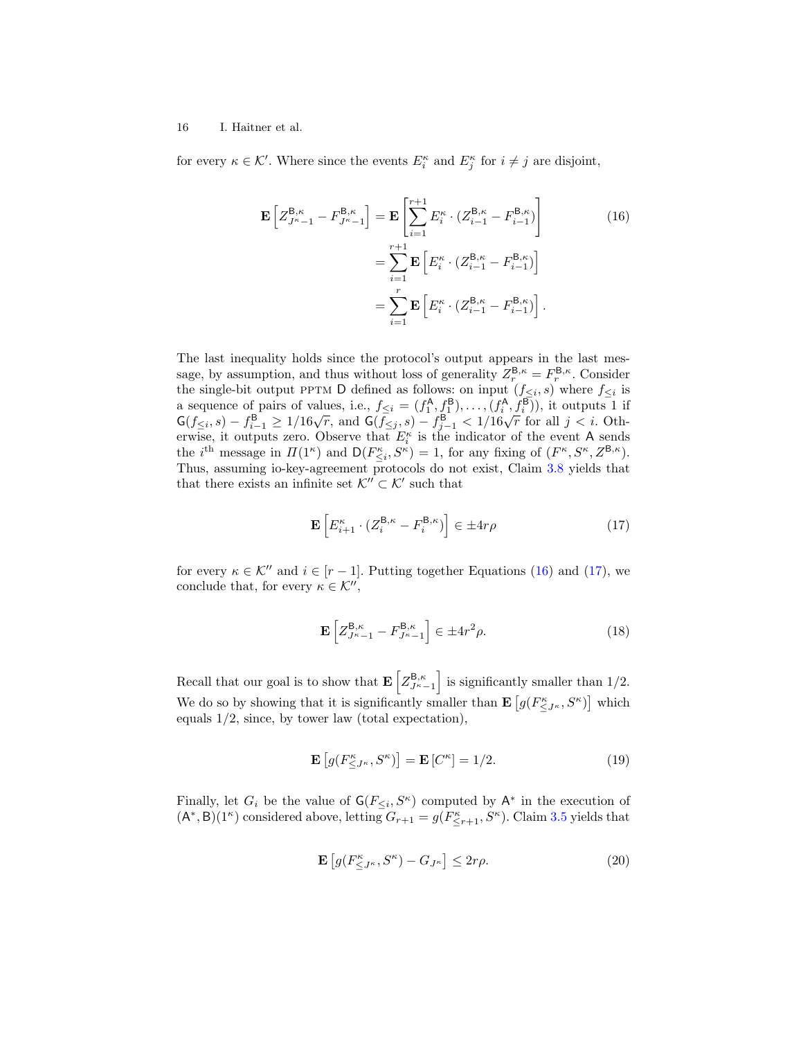for every $\kappa \in \mathcal{K}'$. Where since the events $E_i^\kappa$ and $E_j^\kappa$ for $i \neq j$ are disjoint,

$$
\begin{aligned}
\mathbf{E}\left[Z^{\mathsf{B},\kappa}_{J^\kappa-1} - F^{\mathsf{B},\kappa}_{J^\kappa-1}\right] &= \mathbf{E}\left[\sum_{i=1}^{r+1} E_i^\kappa \cdot (Z^{\mathsf{B},\kappa}_{i-1} - F^{\mathsf{B},\kappa}_{i-1})\right] \\
&= \sum_{i=1}^{r+1} \mathbf{E}\left[E_i^\kappa \cdot (Z^{\mathsf{B},\kappa}_{i-1} - F^{\mathsf{B},\kappa}_{i-1})\right] \\
&= \sum_{i=1}^{r} \mathbf{E}\left[E_i^\kappa \cdot (Z^{\mathsf{B},\kappa}_{i-1} - F^{\mathsf{B},\kappa}_{i-1})\right].
\end{aligned}
\tag{16}
$$

The last inequality holds since the protocol's output appears in the last message, by assumption, and thus without loss of generality $Z^{\mathsf{B},\kappa}_r = F^{\mathsf{B},\kappa}_r$. Consider the single-bit output PPTM $\mathsf{D}$ defined as follows: on input $(f_{\leq i}, s)$ where $f_{\leq i}$ is a sequence of pairs of values, i.e., $f_{\leq i} = (f^{\mathsf{A}}_1, f^{\mathsf{B}}_1), \ldots, (f^{\mathsf{A}}_i, f^{\mathsf{B}}_i))$, it outputs 1 if $\mathsf{G}(f_{\leq i}, s) - f^{\mathsf{B}}_{i-1} \geq 1/16\sqrt{r}$, and $\mathsf{G}(f_{\leq j}, s) - f^{\mathsf{B}}_{j-1} < 1/16\sqrt{r}$ for all $j < i$. Otherwise, it outputs zero. Observe that $E_i^\kappa$ is the indicator of the event $\mathsf{A}$ sends the $i^{\text{th}}$ message in $\Pi(1^\kappa)$ and $\mathsf{D}(F^\kappa_{\leq i}, S^\kappa) = 1$, for any fixing of $(F^\kappa, S^\kappa, Z^{\mathsf{B},\kappa})$. Thus, assuming io-key-agreement protocols do not exist, Claim 3.8 yields that that there exists an infinite set $\mathcal{K}'' \subset \mathcal{K}'$ such that

$$
\mathbf{E}\left[E^\kappa_{i+1} \cdot (Z^{\mathsf{B},\kappa}_i - F^{\mathsf{B},\kappa}_i)\right] \in \pm 4r\rho \tag{17}
$$

for every $\kappa \in \mathcal{K}''$ and $i \in [r-1]$. Putting together Equations (16) and (17), we conclude that, for every $\kappa \in \mathcal{K}''$,

$$
\mathbf{E}\left[Z^{\mathsf{B},\kappa}_{J^\kappa-1} - F^{\mathsf{B},\kappa}_{J^\kappa-1}\right] \in \pm 4r^2\rho. \tag{18}
$$

Recall that our goal is to show that $\mathbf{E}\left[Z^{\mathsf{B},\kappa}_{J^\kappa-1}\right]$ is significantly smaller than $1/2$. We do so by showing that it is significantly smaller than $\mathbf{E}\left[g(F^\kappa_{\leq J^\kappa}, S^\kappa)\right]$ which equals $1/2$, since, by tower law (total expectation),

$$
\mathbf{E}\left[g(F^\kappa_{\leq J^\kappa}, S^\kappa)\right] = \mathbf{E}\left[C^\kappa\right] = 1/2. \tag{19}
$$

Finally, let $G_i$ be the value of $\mathsf{G}(F_{\leq i}, S^\kappa)$ computed by $\mathsf{A}^*$ in the execution of $(\mathsf{A}^*, \mathsf{B})(1^\kappa)$ considered above, letting $G_{r+1} = g(F^\kappa_{\leq r+1}, S^\kappa)$. Claim 3.5 yields that

$$
\mathbf{E}\left[g(F^\kappa_{\leq J^\kappa}, S^\kappa) - G_{J^\kappa}\right] \leq 2r\rho. \tag{20}
$$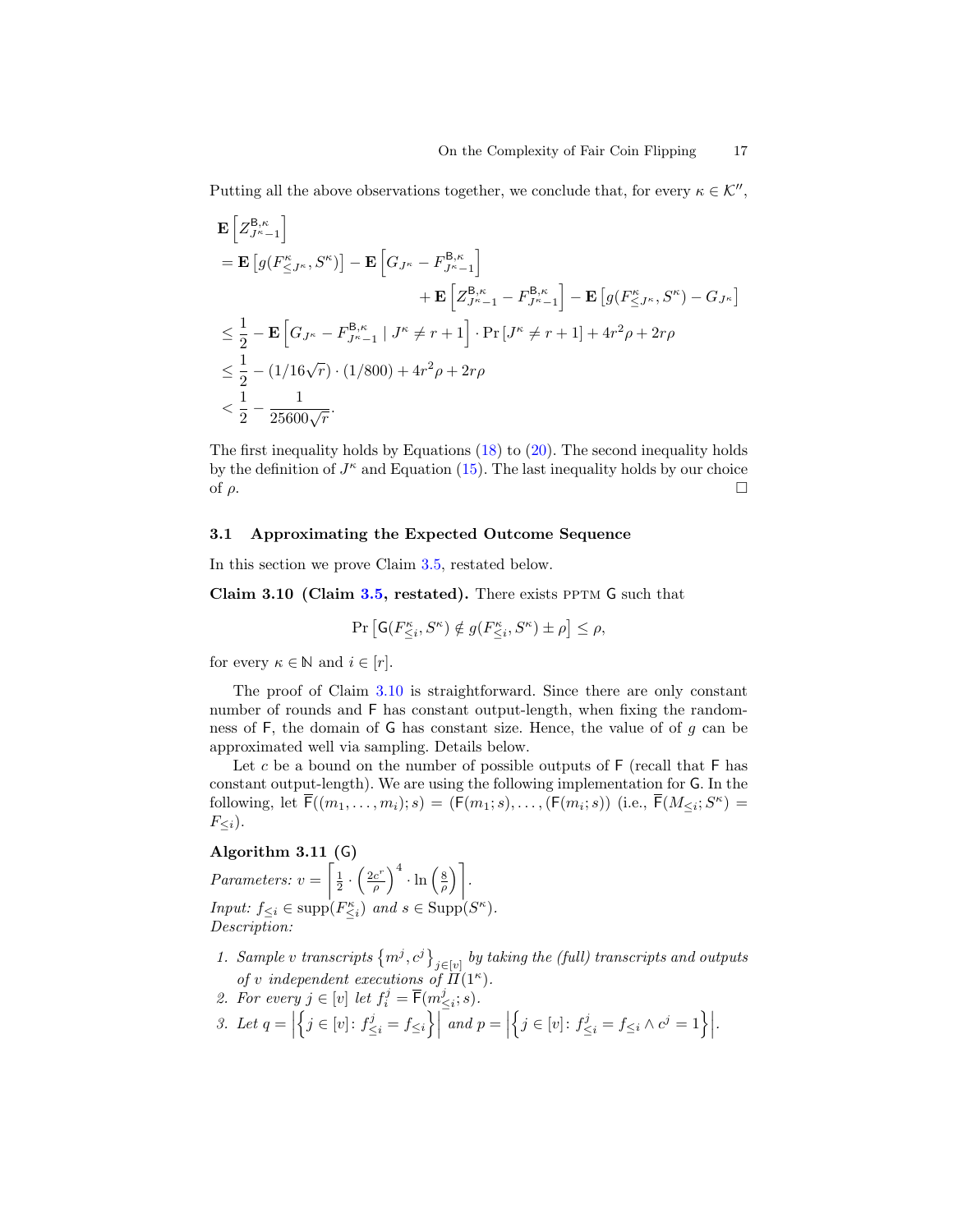Putting all the above observations together, we conclude that, for every $\kappa \in \mathcal{K}''$,

$$
\begin{aligned}
&\mathbf{E}\left[Z^{\mathsf{B},\kappa}_{J^\kappa-1}\right] \\
&= \mathbf{E}\left[g(F^\kappa_{\leq J^\kappa}, S^\kappa)\right] - \mathbf{E}\left[G_{J^\kappa} - F^{\mathsf{B},\kappa}_{J^\kappa-1}\right] \\
&\qquad\qquad + \mathbf{E}\left[Z^{\mathsf{B},\kappa}_{J^\kappa-1} - F^{\mathsf{B},\kappa}_{J^\kappa-1}\right] - \mathbf{E}\left[g(F^\kappa_{\leq J^\kappa}, S^\kappa) - G_{J^\kappa}\right] \\
&\leq \frac{1}{2} - \mathbf{E}\left[G_{J^\kappa} - F^{\mathsf{B},\kappa}_{J^\kappa-1} \mid J^\kappa \neq r+1\right] \cdot \Pr\left[J^\kappa \neq r+1\right] + 4r^2\rho + 2r\rho \\
&\leq \frac{1}{2} - (1/16\sqrt{r}) \cdot (1/800) + 4r^2\rho + 2r\rho \\
&< \frac{1}{2} - \frac{1}{25600\sqrt{r}}.
\end{aligned}
$$

The first inequality holds by Equations (18) to (20). The second inequality holds by the definition of $J^\kappa$ and Equation (15). The last inequality holds by our choice of $\rho$. □

### 3.1 Approximating the Expected Outcome Sequence

In this section we prove Claim 3.5, restated below.

**Claim 3.10 (Claim 3.5, restated).** There exists PPTM $\mathsf{G}$ such that

$$\Pr\left[\mathsf{G}(F^\kappa_{\leq i}, S^\kappa) \notin g(F^\kappa_{\leq i}, S^\kappa) \pm \rho\right] \leq \rho,$$

for every $\kappa \in \mathbb{N}$ and $i \in [r]$.

The proof of Claim 3.10 is straightforward. Since there are only constant number of rounds and $\mathsf{F}$ has constant output-length, when fixing the randomness of $\mathsf{F}$, the domain of $\mathsf{G}$ has constant size. Hence, the value of of $g$ can be approximated well via sampling. Details below.

Let $c$ be a bound on the number of possible outputs of $\mathsf{F}$ (recall that $\mathsf{F}$ has constant output-length). We are using the following implementation for $\mathsf{G}$. In the following, let $\overline{\mathsf{F}}((m_1, \ldots, m_i); s) = (\mathsf{F}(m_1; s), \ldots, (\mathsf{F}(m_i; s))$ (i.e., $\overline{\mathsf{F}}(M_{\leq i}; S^\kappa) = F_{\leq i}$).

**Algorithm 3.11 ($\mathsf{G}$)**

*Parameters:* $v = \left\lceil \frac{1}{2} \cdot \left(\frac{2c^r}{\rho}\right)^4 \cdot \ln\left(\frac{8}{\rho}\right) \right\rceil$.

*Input:* $f_{\leq i} \in \operatorname{supp}(F^\kappa_{\leq i})$ *and* $s \in \operatorname{Supp}(S^\kappa)$.

*Description:*

1. *Sample* $v$ *transcripts* $\left\{m^j, c^j\right\}_{j\in[v]}$ *by taking the (full) transcripts and outputs of* $v$ *independent executions of* $\Pi(1^\kappa)$.
2. *For every* $j \in [v]$ *let* $f^j_i = \overline{\mathsf{F}}(m^j_{\leq i}; s)$.
3. *Let* $q = \left|\left\{j \in [v] \colon f^j_{\leq i} = f_{\leq i}\right\}\right|$ *and* $p = \left|\left\{j \in [v] \colon f^j_{\leq i} = f_{\leq i} \wedge c^j = 1\right\}\right|$.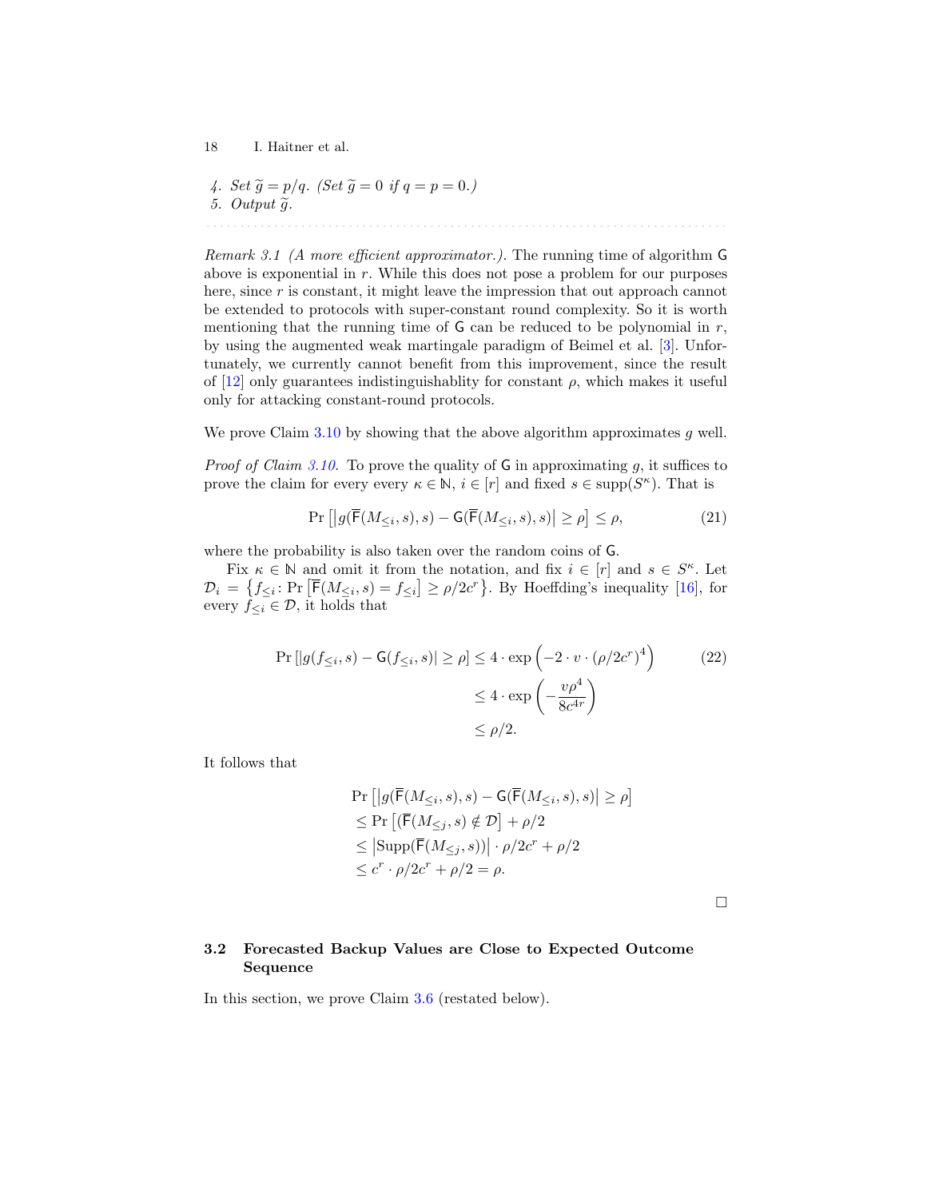*4. Set $\widetilde{g} = p/q$. (Set $\widetilde{g} = 0$ if $q = p = 0$.)*
*5. Output $\widetilde{g}$.*

*Remark 3.1 (A more efficient approximator.).* The running time of algorithm $\mathsf{G}$ above is exponential in $r$. While this does not pose a problem for our purposes here, since $r$ is constant, it might leave the impression that out approach cannot be extended to protocols with super-constant round complexity. So it is worth mentioning that the running time of $\mathsf{G}$ can be reduced to be polynomial in $r$, by using the augmented weak martingale paradigm of Beimel et al. [3]. Unfortunately, we currently cannot benefit from this improvement, since the result of [12] only guarantees indistinguishablity for constant $\rho$, which makes it useful only for attacking constant-round protocols.

We prove Claim 3.10 by showing that the above algorithm approximates $g$ well.

*Proof of Claim 3.10.* To prove the quality of $\mathsf{G}$ in approximating $g$, it suffices to prove the claim for every every $\kappa \in \mathbb{N}$, $i \in [r]$ and fixed $s \in \operatorname{supp}(S^\kappa)$. That is

$$\Pr\left[\left|g(\overline{\mathsf{F}}(M_{\le i}, s), s) - \mathsf{G}(\overline{\mathsf{F}}(M_{\le i}, s), s)\right| \ge \rho\right] \le \rho, \tag{21}$$

where the probability is also taken over the random coins of $\mathsf{G}$.

Fix $\kappa \in \mathbb{N}$ and omit it from the notation, and fix $i \in [r]$ and $s \in S^\kappa$. Let $\mathcal{D}_i = \left\{f_{\le i} \colon \Pr\left[\overline{\mathsf{F}}(M_{\le i}, s) = f_{\le i}\right] \ge \rho/2c^r\right\}$. By Hoeffding's inequality [16], for every $f_{\le i} \in \mathcal{D}$, it holds that

$$\begin{aligned}
\Pr\left[|g(f_{\le i}, s) - \mathsf{G}(f_{\le i}, s)| \ge \rho\right] &\le 4 \cdot \exp\left(-2 \cdot v \cdot (\rho/2c^r)^4\right) \\
&\le 4 \cdot \exp\left(-\frac{v\rho^4}{8c^{4r}}\right) \\
&\le \rho/2.
\end{aligned} \tag{22}$$

It follows that

$$\begin{aligned}
&\Pr\left[\left|g(\overline{\mathsf{F}}(M_{\le i}, s), s) - \mathsf{G}(\overline{\mathsf{F}}(M_{\le i}, s), s)\right| \ge \rho\right] \\
&\le \Pr\left[(\overline{\mathsf{F}}(M_{\le j}, s) \notin \mathcal{D}\right] + \rho/2 \\
&\le \left|\operatorname{Supp}(\overline{\mathsf{F}}(M_{\le j}, s))\right| \cdot \rho/2c^r + \rho/2 \\
&\le c^r \cdot \rho/2c^r + \rho/2 = \rho.
\end{aligned}$$

□

### 3.2 Forecasted Backup Values are Close to Expected Outcome Sequence

In this section, we prove Claim 3.6 (restated below).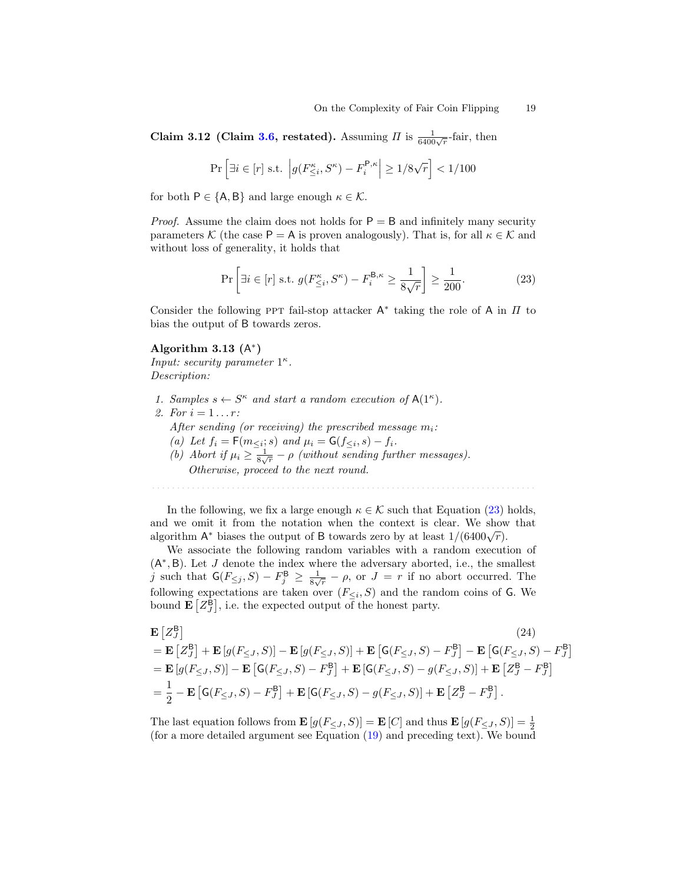**Claim 3.12 (Claim 3.6, restated).** Assuming $\Pi$ is $\frac{1}{6400\sqrt{r}}$-fair, then

$$\Pr\left[\exists i \in [r] \text{ s.t. } \left|g(F^{\kappa}_{\leq i}, S^{\kappa}) - F^{\mathsf{P},\kappa}_i\right| \geq 1/8\sqrt{r}\right] < 1/100$$

for both $\mathsf{P} \in \{\mathsf{A}, \mathsf{B}\}$ and large enough $\kappa \in \mathcal{K}$.

*Proof.* Assume the claim does not holds for $\mathsf{P} = \mathsf{B}$ and infinitely many security parameters $\mathcal{K}$ (the case $\mathsf{P} = \mathsf{A}$ is proven analogously). That is, for all $\kappa \in \mathcal{K}$ and without loss of generality, it holds that

$$\Pr\left[\exists i \in [r] \text{ s.t. } g(F^{\kappa}_{\leq i}, S^{\kappa}) - F^{\mathsf{B},\kappa}_i \geq \frac{1}{8\sqrt{r}}\right] \geq \frac{1}{200}. \tag{23}$$

Consider the following PPT fail-stop attacker $\mathsf{A}^*$ taking the role of $\mathsf{A}$ in $\Pi$ to bias the output of $\mathsf{B}$ towards zeros.

**Algorithm 3.13 ($\mathsf{A}^*$)**
*Input: security parameter $1^{\kappa}$.*
*Description:*

1. *Samples $s \leftarrow S^{\kappa}$ and start a random execution of $\mathsf{A}(1^{\kappa})$.*
2. *For $i = 1 \ldots r$:*
   *After sending (or receiving) the prescribed message $m_i$:*
   (a) *Let $f_i = \mathsf{F}(m_{\leq i}; s)$ and $\mu_i = \mathsf{G}(f_{\leq i}, s) - f_i$.*
   (b) *Abort if $\mu_i \geq \frac{1}{8\sqrt{r}} - \rho$ (without sending further messages).*
   *Otherwise, proceed to the next round.*

In the following, we fix a large enough $\kappa \in \mathcal{K}$ such that Equation (23) holds, and we omit it from the notation when the context is clear. We show that algorithm $\mathsf{A}^*$ biases the output of $\mathsf{B}$ towards zero by at least $1/(6400\sqrt{r})$.

We associate the following random variables with a random execution of $(\mathsf{A}^*, \mathsf{B})$. Let $J$ denote the index where the adversary aborted, i.e., the smallest $j$ such that $\mathsf{G}(F_{\leq j}, S) - F^{\mathsf{B}}_j \geq \frac{1}{8\sqrt{r}} - \rho$, or $J = r$ if no abort occurred. The following expectations are taken over $(F_{\leq i}, S)$ and the random coins of $\mathsf{G}$. We bound $\mathbf{E}\left[Z^{\mathsf{B}}_J\right]$, i.e. the expected output of the honest party.

$$\begin{aligned}
&\mathbf{E}\left[Z^{\mathsf{B}}_J\right] \qquad (24)\\
&= \mathbf{E}\left[Z^{\mathsf{B}}_J\right] + \mathbf{E}\left[g(F_{\leq J}, S)\right] - \mathbf{E}\left[g(F_{\leq J}, S)\right] + \mathbf{E}\left[\mathsf{G}(F_{\leq J}, S) - F^{\mathsf{B}}_J\right] - \mathbf{E}\left[\mathsf{G}(F_{\leq J}, S) - F^{\mathsf{B}}_J\right]\\
&= \mathbf{E}\left[g(F_{\leq J}, S)\right] - \mathbf{E}\left[\mathsf{G}(F_{\leq J}, S) - F^{\mathsf{B}}_J\right] + \mathbf{E}\left[\mathsf{G}(F_{\leq J}, S) - g(F_{\leq J}, S)\right] + \mathbf{E}\left[Z^{\mathsf{B}}_J - F^{\mathsf{B}}_J\right]\\
&= \frac{1}{2} - \mathbf{E}\left[\mathsf{G}(F_{\leq J}, S) - F^{\mathsf{B}}_J\right] + \mathbf{E}\left[\mathsf{G}(F_{\leq J}, S) - g(F_{\leq J}, S)\right] + \mathbf{E}\left[Z^{\mathsf{B}}_J - F^{\mathsf{B}}_J\right].
\end{aligned}$$

The last equation follows from $\mathbf{E}\left[g(F_{\leq J}, S)\right] = \mathbf{E}\left[C\right]$ and thus $\mathbf{E}\left[g(F_{\leq J}, S)\right] = \frac{1}{2}$ (for a more detailed argument see Equation (19) and preceding text). We bound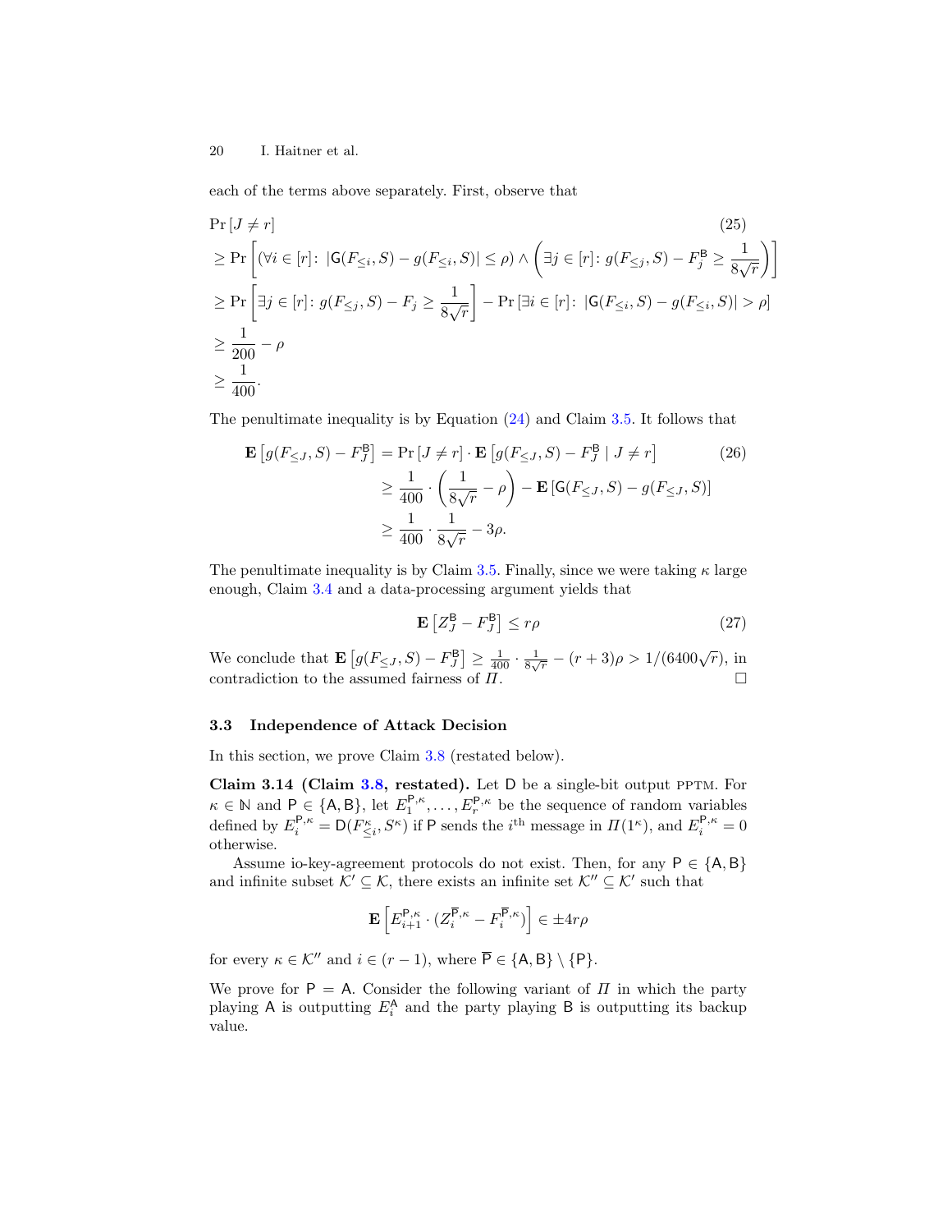each of the terms above separately. First, observe that

$$
\begin{aligned}
&\Pr[J \neq r] &(25)\\
&\geq \Pr\left[(\forall i \in [r]\colon\ |\mathsf{G}(F_{\leq i}, S) - g(F_{\leq i}, S)| \leq \rho) \wedge \left(\exists j \in [r]\colon g(F_{\leq j}, S) - F_j^{\mathsf{B}} \geq \frac{1}{8\sqrt{r}}\right)\right]\\
&\geq \Pr\left[\exists j \in [r]\colon g(F_{\leq j}, S) - F_j \geq \frac{1}{8\sqrt{r}}\right] - \Pr\left[\exists i \in [r]\colon\ |\mathsf{G}(F_{\leq i}, S) - g(F_{\leq i}, S)| > \rho\right]\\
&\geq \frac{1}{200} - \rho\\
&\geq \frac{1}{400}.
\end{aligned}
$$

The penultimate inequality is by Equation (24) and Claim 3.5. It follows that

$$
\begin{aligned}
\mathbf{E}\left[g(F_{\leq J}, S) - F_J^{\mathsf{B}}\right] &= \Pr[J \neq r] \cdot \mathbf{E}\left[g(F_{\leq J}, S) - F_J^{\mathsf{B}} \mid J \neq r\right] \qquad (26)\\
&\geq \frac{1}{400} \cdot \left(\frac{1}{8\sqrt{r}} - \rho\right) - \mathbf{E}\left[\mathsf{G}(F_{\leq J}, S) - g(F_{\leq J}, S)\right]\\
&\geq \frac{1}{400} \cdot \frac{1}{8\sqrt{r}} - 3\rho.
\end{aligned}
$$

The penultimate inequality is by Claim 3.5. Finally, since we were taking $\kappa$ large enough, Claim 3.4 and a data-processing argument yields that

$$
\mathbf{E}\left[Z_J^{\mathsf{B}} - F_J^{\mathsf{B}}\right] \leq r\rho \qquad (27)
$$

We conclude that $\mathbf{E}\left[g(F_{\leq J}, S) - F_J^{\mathsf{B}}\right] \geq \frac{1}{400} \cdot \frac{1}{8\sqrt{r}} - (r+3)\rho > 1/(6400\sqrt{r})$, in contradiction to the assumed fairness of $\Pi$. □

### 3.3 Independence of Attack Decision

In this section, we prove Claim 3.8 (restated below).

**Claim 3.14 (Claim 3.8, restated).** Let $\mathsf{D}$ be a single-bit output PPTM. For $\kappa \in \mathbb{N}$ and $\mathsf{P} \in \{\mathsf{A}, \mathsf{B}\}$, let $E_1^{\mathsf{P},\kappa}, \ldots, E_r^{\mathsf{P},\kappa}$ be the sequence of random variables defined by $E_i^{\mathsf{P},\kappa} = \mathsf{D}(F_{\leq i}^{\kappa}, S^{\kappa})$ if $\mathsf{P}$ sends the $i^{\text{th}}$ message in $\Pi(1^\kappa)$, and $E_i^{\mathsf{P},\kappa} = 0$ otherwise.

Assume io-key-agreement protocols do not exist. Then, for any $\mathsf{P} \in \{\mathsf{A}, \mathsf{B}\}$ and infinite subset $\mathcal{K}' \subseteq \mathcal{K}$, there exists an infinite set $\mathcal{K}'' \subseteq \mathcal{K}'$ such that

$$
\mathbf{E}\left[E_{i+1}^{\mathsf{P},\kappa} \cdot (Z_i^{\overline{\mathsf{P}},\kappa} - F_i^{\overline{\mathsf{P}},\kappa})\right] \in \pm 4r\rho
$$

for every $\kappa \in \mathcal{K}''$ and $i \in (r-1)$, where $\overline{\mathsf{P}} \in \{\mathsf{A}, \mathsf{B}\} \setminus \{\mathsf{P}\}$.

We prove for $\mathsf{P} = \mathsf{A}$. Consider the following variant of $\Pi$ in which the party playing $\mathsf{A}$ is outputting $E_i^{\mathsf{A}}$ and the party playing $\mathsf{B}$ is outputting its backup value.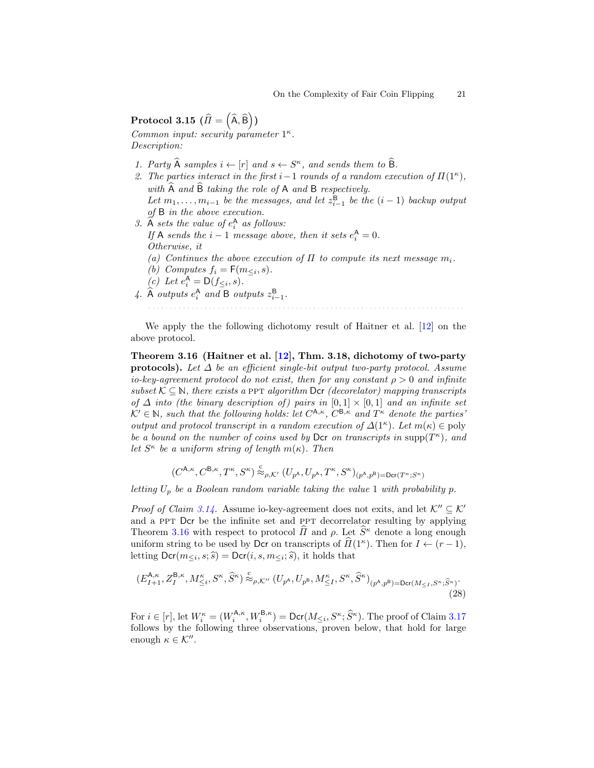**Protocol 3.15** ($\widehat{\Pi} = \left(\widehat{\mathsf{A}}, \widehat{\mathsf{B}}\right)$)

*Common input: security parameter* $1^\kappa$.
*Description:*

1. *Party* $\widehat{\mathsf{A}}$ *samples* $i \leftarrow [r]$ *and* $s \leftarrow S^\kappa$, *and sends them to* $\widehat{\mathsf{B}}$.
2. *The parties interact in the first* $i-1$ *rounds of a random execution of* $\Pi(1^\kappa)$, *with* $\widehat{\mathsf{A}}$ *and* $\widehat{\mathsf{B}}$ *taking the role of* $\mathsf{A}$ *and* $\mathsf{B}$ *respectively.*
   *Let* $m_1, \ldots, m_{i-1}$ *be the messages, and let* $z^{\mathsf{B}}_{i-1}$ *be the* $(i-1)$ *backup output of* $\mathsf{B}$ *in the above execution.*
3. $\widehat{\mathsf{A}}$ *sets the value of* $e^{\mathsf{A}}_i$ *as follows:*
   *If* $\mathsf{A}$ *sends the* $i-1$ *message above, then it sets* $e^{\mathsf{A}}_i = 0$.
   *Otherwise, it*
   (a) *Continues the above execution of* $\Pi$ *to compute its next message* $m_i$.
   (b) *Computes* $f_i = \mathsf{F}(m_{\leq i}, s)$.
   (c) *Let* $e^{\mathsf{A}}_i = \mathsf{D}(f_{\leq i}, s)$.
4. $\widehat{\mathsf{A}}$ *outputs* $e^{\mathsf{A}}_i$ *and* $\mathsf{B}$ *outputs* $z^{\mathsf{B}}_{i-1}$.

We apply the the following dichotomy result of Haitner et al. [12] on the above protocol.

**Theorem 3.16 (Haitner et al. [12], Thm. 3.18, dichotomy of two-party protocols).** *Let* $\Delta$ *be an efficient single-bit output two-party protocol. Assume io-key-agreement protocol do not exist, then for any constant* $\rho > 0$ *and infinite subset* $\mathcal{K} \subseteq \mathbb{N}$, *there exists a* PPT *algorithm* $\mathsf{Dcr}$ *(decorelator) mapping transcripts of* $\Delta$ *into (the binary description of) pairs in* $[0,1] \times [0,1]$ *and an infinite set* $\mathcal{K}' \in \mathbb{N}$, *such that the following holds: let* $C^{\mathsf{A},\kappa}$, $C^{\mathsf{B},\kappa}$ *and* $T^\kappa$ *denote the parties' output and protocol transcript in a random execution of* $\Delta(1^\kappa)$. *Let* $m(\kappa) \in \mathrm{poly}$ *be a bound on the number of coins used by* $\mathsf{Dcr}$ *on transcripts in* $\mathrm{supp}(T^\kappa)$, *and let* $S^\kappa$ *be a uniform string of length* $m(\kappa)$. *Then*

$$(C^{\mathsf{A},\kappa}, C^{\mathsf{B},\kappa}, T^\kappa, S^\kappa) \stackrel{\mathrm{c}}{\approx}_{\rho,\mathcal{K}'} (U_{p^{\mathsf{A}}}, U_{p^{\mathsf{A}}}, T^\kappa, S^\kappa)_{(p^{\mathsf{A}},p^{\mathsf{B}})=\mathsf{Dcr}(T^\kappa;S^\kappa)}$$

*letting* $U_p$ *be a Boolean random variable taking the value* 1 *with probability* $p$.

*Proof of Claim 3.14.* Assume io-key-agreement does not exits, and let $\mathcal{K}'' \subseteq \mathcal{K}'$ and a PPT $\mathsf{Dcr}$ be the infinite set and PPT decorrelator resulting by applying Theorem 3.16 with respect to protocol $\widehat{\Pi}$ and $\rho$. Let $\widehat{S}^\kappa$ denote a long enough uniform string to be used by $\mathsf{Dcr}$ on transcripts of $\widehat{\Pi}(1^\kappa)$. Then for $I \leftarrow (r-1)$, letting $\mathsf{Dcr}(m_{\leq i}, s; \widehat{s}) = \mathsf{Dcr}(i, s, m_{\leq i}; \widehat{s})$, it holds that

$$(E^{\mathsf{A},\kappa}_{I+1}, Z^{\mathsf{B},\kappa}_I, M^\kappa_{\leq i}, S^\kappa, \widehat{S}^\kappa) \stackrel{\mathrm{c}}{\approx}_{\rho,\mathcal{K}''} (U_{p^{\mathsf{A}}}, U_{p^{\mathsf{B}}}, M^\kappa_{\leq I}, S^\kappa, \widehat{S}^\kappa)_{(p^{\mathsf{A}},p^{\mathsf{B}})=\mathsf{Dcr}(M_{\leq I}, S^\kappa; \widehat{S}^\kappa)}. \tag{28}$$

For $i \in [r]$, let $W^\kappa_i = (W^{\mathsf{A},\kappa}_i, W^{\mathsf{B},\kappa}_i) = \mathsf{Dcr}(M_{\leq i}, S^\kappa; \widehat{S}^\kappa)$. The proof of Claim 3.17 follows by the following three observations, proven below, that hold for large enough $\kappa \in \mathcal{K}''$.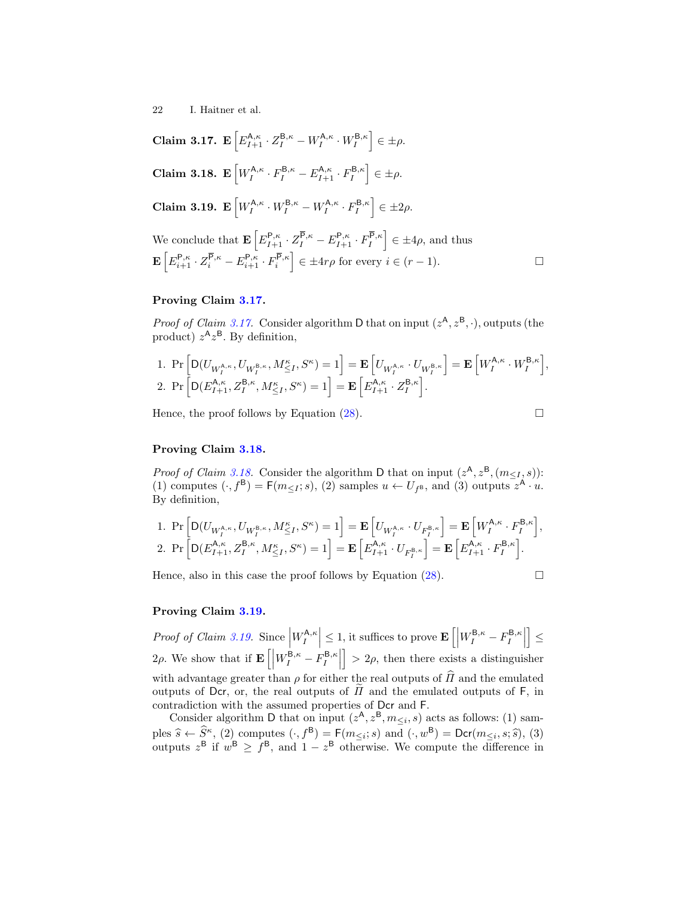**Claim 3.17.** $\mathbf{E}\left[E_{I+1}^{\mathsf{A},\kappa} \cdot Z_I^{\mathsf{B},\kappa} - W_I^{\mathsf{A},\kappa} \cdot W_I^{\mathsf{B},\kappa}\right] \in \pm\rho$.

**Claim 3.18.** $\mathbf{E}\left[W_I^{\mathsf{A},\kappa} \cdot F_I^{\mathsf{B},\kappa} - E_{I+1}^{\mathsf{A},\kappa} \cdot F_I^{\mathsf{B},\kappa}\right] \in \pm\rho$.

**Claim 3.19.** $\mathbf{E}\left[W_I^{\mathsf{A},\kappa} \cdot W_I^{\mathsf{B},\kappa} - W_I^{\mathsf{A},\kappa} \cdot F_I^{\mathsf{B},\kappa}\right] \in \pm 2\rho$.

We conclude that $\mathbf{E}\left[E_{I+1}^{\mathsf{P},\kappa} \cdot Z_I^{\overline{\mathsf{P}},\kappa} - E_{I+1}^{\mathsf{P},\kappa} \cdot F_I^{\overline{\mathsf{P}},\kappa}\right] \in \pm 4\rho$, and thus $\mathbf{E}\left[E_{i+1}^{\mathsf{P},\kappa} \cdot Z_i^{\overline{\mathsf{P}},\kappa} - E_{i+1}^{\mathsf{P},\kappa} \cdot F_i^{\overline{\mathsf{P}},\kappa}\right] \in \pm 4r\rho$ for every $i \in (r-1)$. □

### Proving Claim 3.17.

*Proof of Claim 3.17.* Consider algorithm $\mathsf{D}$ that on input $(z^{\mathsf{A}}, z^{\mathsf{B}}, \cdot)$, outputs (the product) $z^{\mathsf{A}} z^{\mathsf{B}}$. By definition,

1. $\Pr\left[\mathsf{D}(U_{W_I^{\mathsf{A},\kappa}}, U_{W_I^{\mathsf{B},\kappa}}, M_{\le I}^{\kappa}, S^{\kappa}) = 1\right] = \mathbf{E}\left[U_{W_I^{\mathsf{A},\kappa}} \cdot U_{W_I^{\mathsf{B},\kappa}}\right] = \mathbf{E}\left[W_I^{\mathsf{A},\kappa} \cdot W_I^{\mathsf{B},\kappa}\right]$,
2. $\Pr\left[\mathsf{D}(E_{I+1}^{\mathsf{A},\kappa}, Z_I^{\mathsf{B},\kappa}, M_{\le I}^{\kappa}, S^{\kappa}) = 1\right] = \mathbf{E}\left[E_{I+1}^{\mathsf{A},\kappa} \cdot Z_I^{\mathsf{B},\kappa}\right]$.

Hence, the proof follows by Equation (28). □

### Proving Claim 3.18.

*Proof of Claim 3.18.* Consider the algorithm $\mathsf{D}$ that on input $(z^{\mathsf{A}}, z^{\mathsf{B}}, (m_{\le I}, s))$: (1) computes $(\cdot, f^{\mathsf{B}}) = \mathsf{F}(m_{\le I}; s)$, (2) samples $u \leftarrow U_{f^{\mathsf{B}}}$, and (3) outputs $z^{\mathsf{A}} \cdot u$. By definition,

1. $\Pr\left[\mathsf{D}(U_{W_I^{\mathsf{A},\kappa}}, U_{W_I^{\mathsf{B},\kappa}}, M_{\le I}^{\kappa}, S^{\kappa}) = 1\right] = \mathbf{E}\left[U_{W_I^{\mathsf{A},\kappa}} \cdot U_{F_I^{\mathsf{B},\kappa}}\right] = \mathbf{E}\left[W_I^{\mathsf{A},\kappa} \cdot F_I^{\mathsf{B},\kappa}\right]$,
2. $\Pr\left[\mathsf{D}(E_{I+1}^{\mathsf{A},\kappa}, Z_I^{\mathsf{B},\kappa}, M_{\le I}^{\kappa}, S^{\kappa}) = 1\right] = \mathbf{E}\left[E_{I+1}^{\mathsf{A},\kappa} \cdot U_{F_I^{\mathsf{B},\kappa}}\right] = \mathbf{E}\left[E_{I+1}^{\mathsf{A},\kappa} \cdot F_I^{\mathsf{B},\kappa}\right]$.

Hence, also in this case the proof follows by Equation (28). □

### Proving Claim 3.19.

*Proof of Claim 3.19.* Since $\left|W_I^{\mathsf{A},\kappa}\right| \le 1$, it suffices to prove $\mathbf{E}\left[\left|W_I^{\mathsf{B},\kappa} - F_I^{\mathsf{B},\kappa}\right|\right] \le 2\rho$. We show that if $\mathbf{E}\left[\left|W_I^{\mathsf{B},\kappa} - F_I^{\mathsf{B},\kappa}\right|\right] > 2\rho$, then there exists a distinguisher with advantage greater than $\rho$ for either the real outputs of $\widehat{\Pi}$ and the emulated outputs of $\mathsf{Dcr}$, or, the real outputs of $\widetilde{\Pi}$ and the emulated outputs of $\mathsf{F}$, in contradiction with the assumed properties of $\mathsf{Dcr}$ and $\mathsf{F}$.

Consider algorithm $\mathsf{D}$ that on input $(z^{\mathsf{A}}, z^{\mathsf{B}}, m_{\le i}, s)$ acts as follows: (1) samples $\widehat{s} \leftarrow \widehat{S}^{\kappa}$, (2) computes $(\cdot, f^{\mathsf{B}}) = \mathsf{F}(m_{\le i}; s)$ and $(\cdot, w^{\mathsf{B}}) = \mathsf{Dcr}(m_{\le i}, s; \widehat{s})$, (3) outputs $z^{\mathsf{B}}$ if $w^{\mathsf{B}} \ge f^{\mathsf{B}}$, and $1 - z^{\mathsf{B}}$ otherwise. We compute the difference in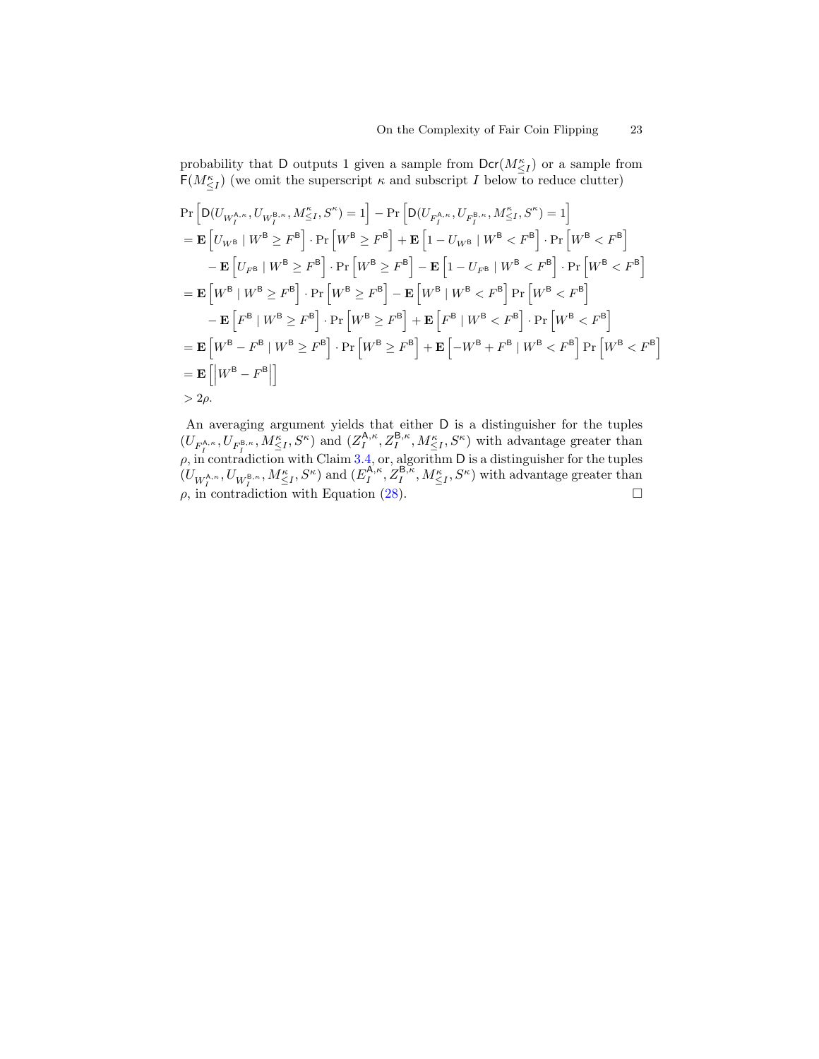probability that $\mathsf{D}$ outputs 1 given a sample from $\mathsf{Dcr}(M^{\kappa}_{\leq I})$ or a sample from $\mathsf{F}(M^{\kappa}_{\leq I})$ (we omit the superscript $\kappa$ and subscript $I$ below to reduce clutter)

$$
\begin{aligned}
&\Pr\left[\mathsf{D}(U_{W_I^{\mathsf{A},\kappa}}, U_{W_I^{\mathsf{B},\kappa}}, M^{\kappa}_{\leq I}, S^{\kappa}) = 1\right] - \Pr\left[\mathsf{D}(U_{F_I^{\mathsf{A},\kappa}}, U_{F_I^{\mathsf{B},\kappa}}, M^{\kappa}_{\leq I}, S^{\kappa}) = 1\right] \\
&= \mathbf{E}\left[U_{W^{\mathsf{B}}} \mid W^{\mathsf{B}} \geq F^{\mathsf{B}}\right] \cdot \Pr\left[W^{\mathsf{B}} \geq F^{\mathsf{B}}\right] + \mathbf{E}\left[1 - U_{W^{\mathsf{B}}} \mid W^{\mathsf{B}} < F^{\mathsf{B}}\right] \cdot \Pr\left[W^{\mathsf{B}} < F^{\mathsf{B}}\right] \\
&\quad - \mathbf{E}\left[U_{F^{\mathsf{B}}} \mid W^{\mathsf{B}} \geq F^{\mathsf{B}}\right] \cdot \Pr\left[W^{\mathsf{B}} \geq F^{\mathsf{B}}\right] - \mathbf{E}\left[1 - U_{F^{\mathsf{B}}} \mid W^{\mathsf{B}} < F^{\mathsf{B}}\right] \cdot \Pr\left[W^{\mathsf{B}} < F^{\mathsf{B}}\right] \\
&= \mathbf{E}\left[W^{\mathsf{B}} \mid W^{\mathsf{B}} \geq F^{\mathsf{B}}\right] \cdot \Pr\left[W^{\mathsf{B}} \geq F^{\mathsf{B}}\right] - \mathbf{E}\left[W^{\mathsf{B}} \mid W^{\mathsf{B}} < F^{\mathsf{B}}\right] \Pr\left[W^{\mathsf{B}} < F^{\mathsf{B}}\right] \\
&\quad - \mathbf{E}\left[F^{\mathsf{B}} \mid W^{\mathsf{B}} \geq F^{\mathsf{B}}\right] \cdot \Pr\left[W^{\mathsf{B}} \geq F^{\mathsf{B}}\right] + \mathbf{E}\left[F^{\mathsf{B}} \mid W^{\mathsf{B}} < F^{\mathsf{B}}\right] \cdot \Pr\left[W^{\mathsf{B}} < F^{\mathsf{B}}\right] \\
&= \mathbf{E}\left[W^{\mathsf{B}} - F^{\mathsf{B}} \mid W^{\mathsf{B}} \geq F^{\mathsf{B}}\right] \cdot \Pr\left[W^{\mathsf{B}} \geq F^{\mathsf{B}}\right] + \mathbf{E}\left[-W^{\mathsf{B}} + F^{\mathsf{B}} \mid W^{\mathsf{B}} < F^{\mathsf{B}}\right] \Pr\left[W^{\mathsf{B}} < F^{\mathsf{B}}\right] \\
&= \mathbf{E}\left[\left|W^{\mathsf{B}} - F^{\mathsf{B}}\right|\right] \\
&> 2\rho.
\end{aligned}
$$

An averaging argument yields that either $\mathsf{D}$ is a distinguisher for the tuples $(U_{F_I^{\mathsf{A},\kappa}}, U_{F_I^{\mathsf{B},\kappa}}, M^{\kappa}_{\leq I}, S^{\kappa})$ and $(Z_I^{\mathsf{A},\kappa}, Z_I^{\mathsf{B},\kappa}, M^{\kappa}_{\leq I}, S^{\kappa})$ with advantage greater than $\rho$, in contradiction with Claim 3.4, or, algorithm $\mathsf{D}$ is a distinguisher for the tuples $(U_{W_I^{\mathsf{A},\kappa}}, U_{W_I^{\mathsf{B},\kappa}}, M^{\kappa}_{\leq I}, S^{\kappa})$ and $(E_I^{\mathsf{A},\kappa}, Z_I^{\mathsf{B},\kappa}, M^{\kappa}_{\leq I}, S^{\kappa})$ with advantage greater than $\rho$, in contradiction with Equation (28). □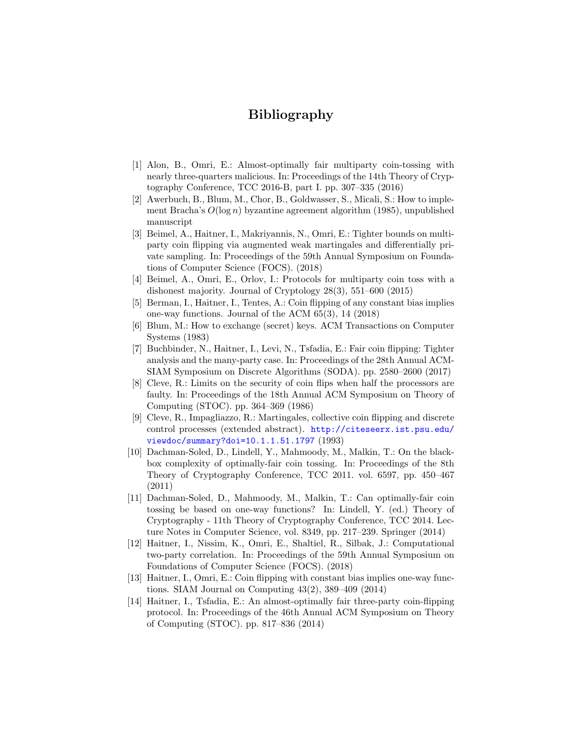# Bibliography

[1] Alon, B., Omri, E.: Almost-optimally fair multiparty coin-tossing with nearly three-quarters malicious. In: Proceedings of the 14th Theory of Cryptography Conference, TCC 2016-B, part I. pp. 307–335 (2016)

[2] Awerbuch, B., Blum, M., Chor, B., Goldwasser, S., Micali, S.: How to implement Bracha's $O(\log n)$ byzantine agreement algorithm (1985), unpublished manuscript

[3] Beimel, A., Haitner, I., Makriyannis, N., Omri, E.: Tighter bounds on multiparty coin flipping via augmented weak martingales and differentially private sampling. In: Proceedings of the 59th Annual Symposium on Foundations of Computer Science (FOCS). (2018)

[4] Beimel, A., Omri, E., Orlov, I.: Protocols for multiparty coin toss with a dishonest majority. Journal of Cryptology 28(3), 551–600 (2015)

[5] Berman, I., Haitner, I., Tentes, A.: Coin flipping of any constant bias implies one-way functions. Journal of the ACM 65(3), 14 (2018)

[6] Blum, M.: How to exchange (secret) keys. ACM Transactions on Computer Systems (1983)

[7] Buchbinder, N., Haitner, I., Levi, N., Tsfadia, E.: Fair coin flipping: Tighter analysis and the many-party case. In: Proceedings of the 28th Annual ACM-SIAM Symposium on Discrete Algorithms (SODA). pp. 2580–2600 (2017)

[8] Cleve, R.: Limits on the security of coin flips when half the processors are faulty. In: Proceedings of the 18th Annual ACM Symposium on Theory of Computing (STOC). pp. 364–369 (1986)

[9] Cleve, R., Impagliazzo, R.: Martingales, collective coin flipping and discrete control processes (extended abstract). http://citeseerx.ist.psu.edu/viewdoc/summary?doi=10.1.1.51.1797 (1993)

[10] Dachman-Soled, D., Lindell, Y., Mahmoody, M., Malkin, T.: On the black-box complexity of optimally-fair coin tossing. In: Proceedings of the 8th Theory of Cryptography Conference, TCC 2011. vol. 6597, pp. 450–467 (2011)

[11] Dachman-Soled, D., Mahmoody, M., Malkin, T.: Can optimally-fair coin tossing be based on one-way functions? In: Lindell, Y. (ed.) Theory of Cryptography - 11th Theory of Cryptography Conference, TCC 2014. Lecture Notes in Computer Science, vol. 8349, pp. 217–239. Springer (2014)

[12] Haitner, I., Nissim, K., Omri, E., Shaltiel, R., Silbak, J.: Computational two-party correlation. In: Proceedings of the 59th Annual Symposium on Foundations of Computer Science (FOCS). (2018)

[13] Haitner, I., Omri, E.: Coin flipping with constant bias implies one-way functions. SIAM Journal on Computing 43(2), 389–409 (2014)

[14] Haitner, I., Tsfadia, E.: An almost-optimally fair three-party coin-flipping protocol. In: Proceedings of the 46th Annual ACM Symposium on Theory of Computing (STOC). pp. 817–836 (2014)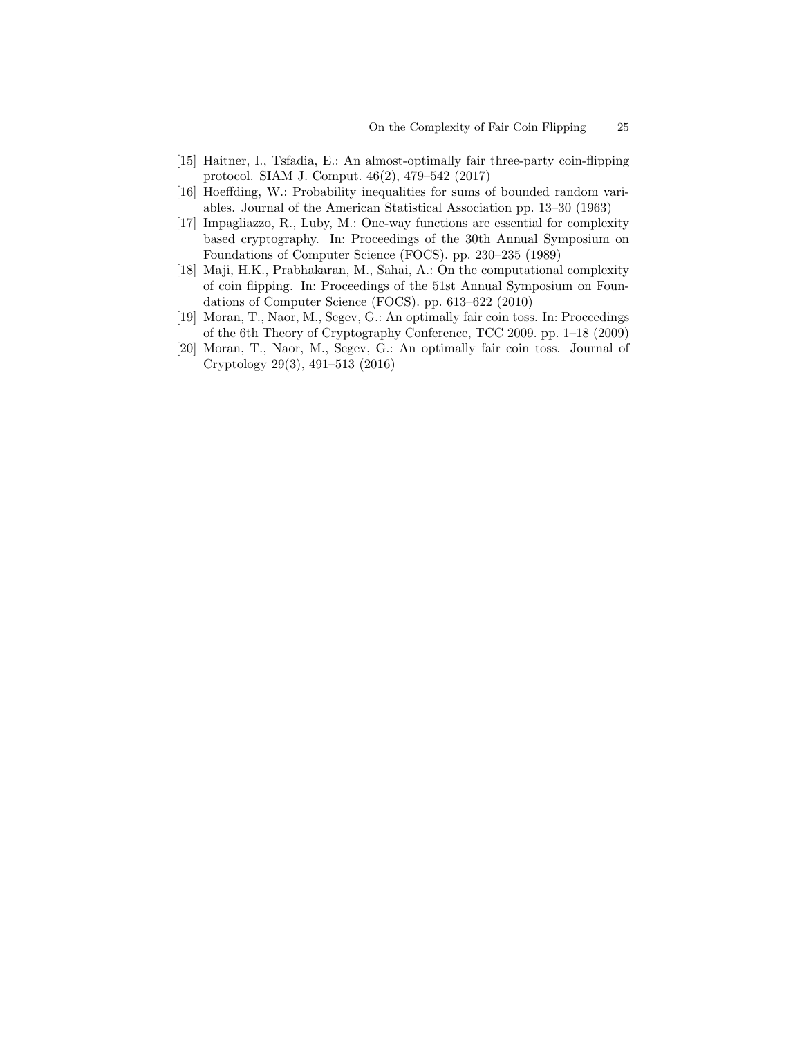[15] Haitner, I., Tsfadia, E.: An almost-optimally fair three-party coin-flipping protocol. SIAM J. Comput. 46(2), 479–542 (2017)

[16] Hoeffding, W.: Probability inequalities for sums of bounded random variables. Journal of the American Statistical Association pp. 13–30 (1963)

[17] Impagliazzo, R., Luby, M.: One-way functions are essential for complexity based cryptography. In: Proceedings of the 30th Annual Symposium on Foundations of Computer Science (FOCS). pp. 230–235 (1989)

[18] Maji, H.K., Prabhakaran, M., Sahai, A.: On the computational complexity of coin flipping. In: Proceedings of the 51st Annual Symposium on Foundations of Computer Science (FOCS). pp. 613–622 (2010)

[19] Moran, T., Naor, M., Segev, G.: An optimally fair coin toss. In: Proceedings of the 6th Theory of Cryptography Conference, TCC 2009. pp. 1–18 (2009)

[20] Moran, T., Naor, M., Segev, G.: An optimally fair coin toss. Journal of Cryptology 29(3), 491–513 (2016)